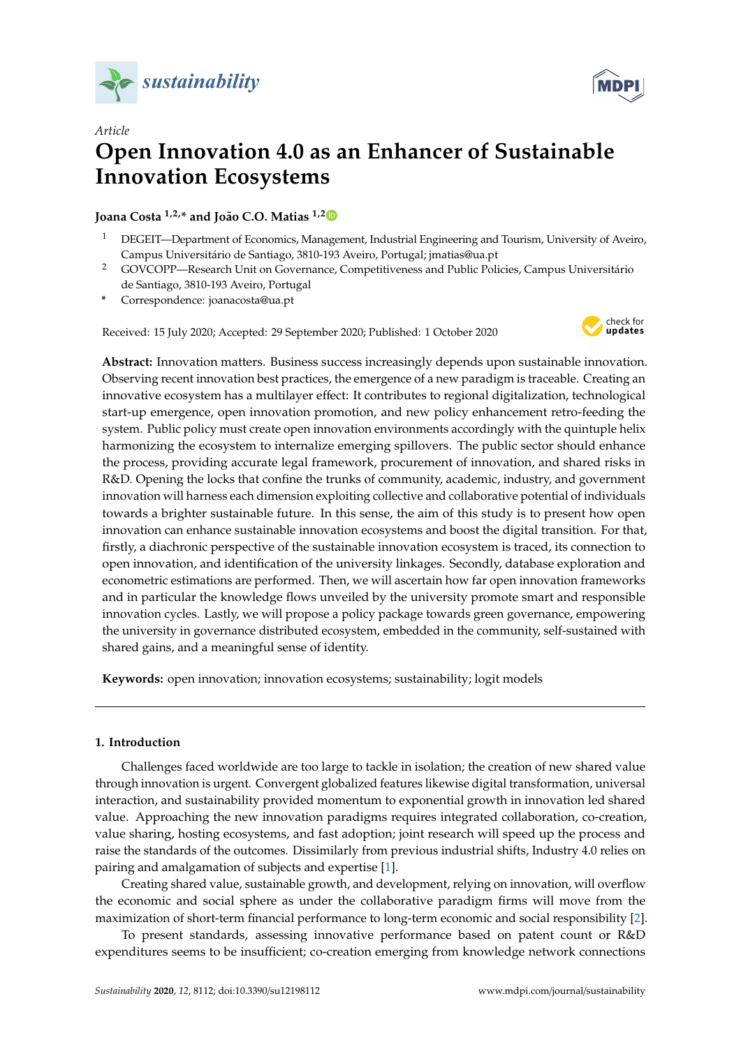*Article*

# Open Innovation 4.0 as an Enhancer of Sustainable Innovation Ecosystems

**Joana Costa [1,2,*] and João C.O. Matias [1,2]**

[1] DEGEIT—Department of Economics, Management, Industrial Engineering and Tourism, University of Aveiro, Campus Universitário de Santiago, 3810-193 Aveiro, Portugal; jmatias@ua.pt

[2] GOVCOPP—Research Unit on Governance, Competitiveness and Public Policies, Campus Universitário de Santiago, 3810-193 Aveiro, Portugal

\* Correspondence: joanacosta@ua.pt

Received: 15 July 2020; Accepted: 29 September 2020; Published: 1 October 2020

**Abstract:** Innovation matters. Business success increasingly depends upon sustainable innovation. Observing recent innovation best practices, the emergence of a new paradigm is traceable. Creating an innovative ecosystem has a multilayer effect: It contributes to regional digitalization, technological start-up emergence, open innovation promotion, and new policy enhancement retro-feeding the system. Public policy must create open innovation environments accordingly with the quintuple helix harmonizing the ecosystem to internalize emerging spillovers. The public sector should enhance the process, providing accurate legal framework, procurement of innovation, and shared risks in R&D. Opening the locks that confine the trunks of community, academic, industry, and government innovation will harness each dimension exploiting collective and collaborative potential of individuals towards a brighter sustainable future. In this sense, the aim of this study is to present how open innovation can enhance sustainable innovation ecosystems and boost the digital transition. For that, firstly, a diachronic perspective of the sustainable innovation ecosystem is traced, its connection to open innovation, and identification of the university linkages. Secondly, database exploration and econometric estimations are performed. Then, we will ascertain how far open innovation frameworks and in particular the knowledge flows unveiled by the university promote smart and responsible innovation cycles. Lastly, we will propose a policy package towards green governance, empowering the university in governance distributed ecosystem, embedded in the community, self-sustained with shared gains, and a meaningful sense of identity.

**Keywords:** open innovation; innovation ecosystems; sustainability; logit models

## 1. Introduction

Challenges faced worldwide are too large to tackle in isolation; the creation of new shared value through innovation is urgent. Convergent globalized features likewise digital transformation, universal interaction, and sustainability provided momentum to exponential growth in innovation led shared value. Approaching the new innovation paradigms requires integrated collaboration, co-creation, value sharing, hosting ecosystems, and fast adoption; joint research will speed up the process and raise the standards of the outcomes. Dissimilarly from previous industrial shifts, Industry 4.0 relies on pairing and amalgamation of subjects and expertise [1].

Creating shared value, sustainable growth, and development, relying on innovation, will overflow the economic and social sphere as under the collaborative paradigm firms will move from the maximization of short-term financial performance to long-term economic and social responsibility [2].

To present standards, assessing innovative performance based on patent count or R&D expenditures seems to be insufficient; co-creation emerging from knowledge network connections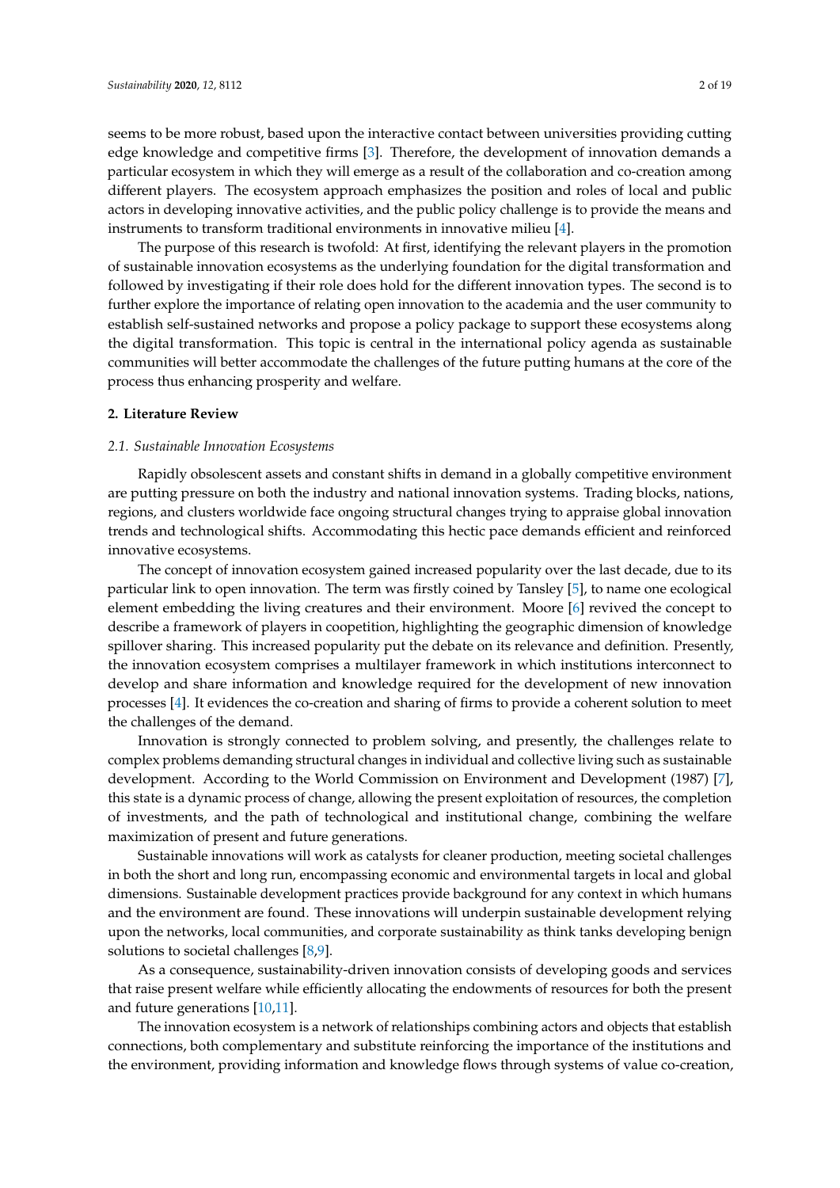seems to be more robust, based upon the interactive contact between universities providing cutting edge knowledge and competitive firms [3]. Therefore, the development of innovation demands a particular ecosystem in which they will emerge as a result of the collaboration and co-creation among different players. The ecosystem approach emphasizes the position and roles of local and public actors in developing innovative activities, and the public policy challenge is to provide the means and instruments to transform traditional environments in innovative milieu [4].

The purpose of this research is twofold: At first, identifying the relevant players in the promotion of sustainable innovation ecosystems as the underlying foundation for the digital transformation and followed by investigating if their role does hold for the different innovation types. The second is to further explore the importance of relating open innovation to the academia and the user community to establish self-sustained networks and propose a policy package to support these ecosystems along the digital transformation. This topic is central in the international policy agenda as sustainable communities will better accommodate the challenges of the future putting humans at the core of the process thus enhancing prosperity and welfare.

## 2. Literature Review

### *2.1. Sustainable Innovation Ecosystems*

Rapidly obsolescent assets and constant shifts in demand in a globally competitive environment are putting pressure on both the industry and national innovation systems. Trading blocks, nations, regions, and clusters worldwide face ongoing structural changes trying to appraise global innovation trends and technological shifts. Accommodating this hectic pace demands efficient and reinforced innovative ecosystems.

The concept of innovation ecosystem gained increased popularity over the last decade, due to its particular link to open innovation. The term was firstly coined by Tansley [5], to name one ecological element embedding the living creatures and their environment. Moore [6] revived the concept to describe a framework of players in coopetition, highlighting the geographic dimension of knowledge spillover sharing. This increased popularity put the debate on its relevance and definition. Presently, the innovation ecosystem comprises a multilayer framework in which institutions interconnect to develop and share information and knowledge required for the development of new innovation processes [4]. It evidences the co-creation and sharing of firms to provide a coherent solution to meet the challenges of the demand.

Innovation is strongly connected to problem solving, and presently, the challenges relate to complex problems demanding structural changes in individual and collective living such as sustainable development. According to the World Commission on Environment and Development (1987) [7], this state is a dynamic process of change, allowing the present exploitation of resources, the completion of investments, and the path of technological and institutional change, combining the welfare maximization of present and future generations.

Sustainable innovations will work as catalysts for cleaner production, meeting societal challenges in both the short and long run, encompassing economic and environmental targets in local and global dimensions. Sustainable development practices provide background for any context in which humans and the environment are found. These innovations will underpin sustainable development relying upon the networks, local communities, and corporate sustainability as think tanks developing benign solutions to societal challenges [8,9].

As a consequence, sustainability-driven innovation consists of developing goods and services that raise present welfare while efficiently allocating the endowments of resources for both the present and future generations [10,11].

The innovation ecosystem is a network of relationships combining actors and objects that establish connections, both complementary and substitute reinforcing the importance of the institutions and the environment, providing information and knowledge flows through systems of value co-creation,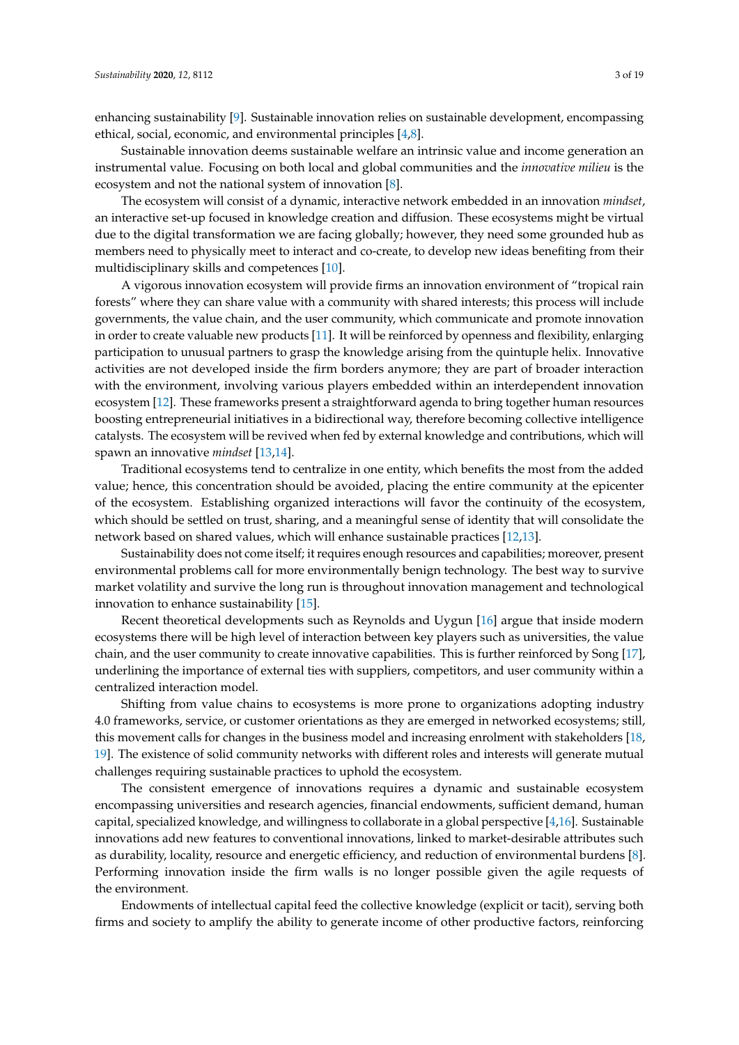enhancing sustainability [9]. Sustainable innovation relies on sustainable development, encompassing ethical, social, economic, and environmental principles [4,8].

Sustainable innovation deems sustainable welfare an intrinsic value and income generation an instrumental value. Focusing on both local and global communities and the *innovative milieu* is the ecosystem and not the national system of innovation [8].

The ecosystem will consist of a dynamic, interactive network embedded in an innovation *mindset*, an interactive set-up focused in knowledge creation and diffusion. These ecosystems might be virtual due to the digital transformation we are facing globally; however, they need some grounded hub as members need to physically meet to interact and co-create, to develop new ideas benefiting from their multidisciplinary skills and competences [10].

A vigorous innovation ecosystem will provide firms an innovation environment of "tropical rain forests" where they can share value with a community with shared interests; this process will include governments, the value chain, and the user community, which communicate and promote innovation in order to create valuable new products [11]. It will be reinforced by openness and flexibility, enlarging participation to unusual partners to grasp the knowledge arising from the quintuple helix. Innovative activities are not developed inside the firm borders anymore; they are part of broader interaction with the environment, involving various players embedded within an interdependent innovation ecosystem [12]. These frameworks present a straightforward agenda to bring together human resources boosting entrepreneurial initiatives in a bidirectional way, therefore becoming collective intelligence catalysts. The ecosystem will be revived when fed by external knowledge and contributions, which will spawn an innovative *mindset* [13,14].

Traditional ecosystems tend to centralize in one entity, which benefits the most from the added value; hence, this concentration should be avoided, placing the entire community at the epicenter of the ecosystem. Establishing organized interactions will favor the continuity of the ecosystem, which should be settled on trust, sharing, and a meaningful sense of identity that will consolidate the network based on shared values, which will enhance sustainable practices [12,13].

Sustainability does not come itself; it requires enough resources and capabilities; moreover, present environmental problems call for more environmentally benign technology. The best way to survive market volatility and survive the long run is throughout innovation management and technological innovation to enhance sustainability [15].

Recent theoretical developments such as Reynolds and Uygun [16] argue that inside modern ecosystems there will be high level of interaction between key players such as universities, the value chain, and the user community to create innovative capabilities. This is further reinforced by Song [17], underlining the importance of external ties with suppliers, competitors, and user community within a centralized interaction model.

Shifting from value chains to ecosystems is more prone to organizations adopting industry 4.0 frameworks, service, or customer orientations as they are emerged in networked ecosystems; still, this movement calls for changes in the business model and increasing enrolment with stakeholders [18,19]. The existence of solid community networks with different roles and interests will generate mutual challenges requiring sustainable practices to uphold the ecosystem.

The consistent emergence of innovations requires a dynamic and sustainable ecosystem encompassing universities and research agencies, financial endowments, sufficient demand, human capital, specialized knowledge, and willingness to collaborate in a global perspective [4,16]. Sustainable innovations add new features to conventional innovations, linked to market-desirable attributes such as durability, locality, resource and energetic efficiency, and reduction of environmental burdens [8]. Performing innovation inside the firm walls is no longer possible given the agile requests of the environment.

Endowments of intellectual capital feed the collective knowledge (explicit or tacit), serving both firms and society to amplify the ability to generate income of other productive factors, reinforcing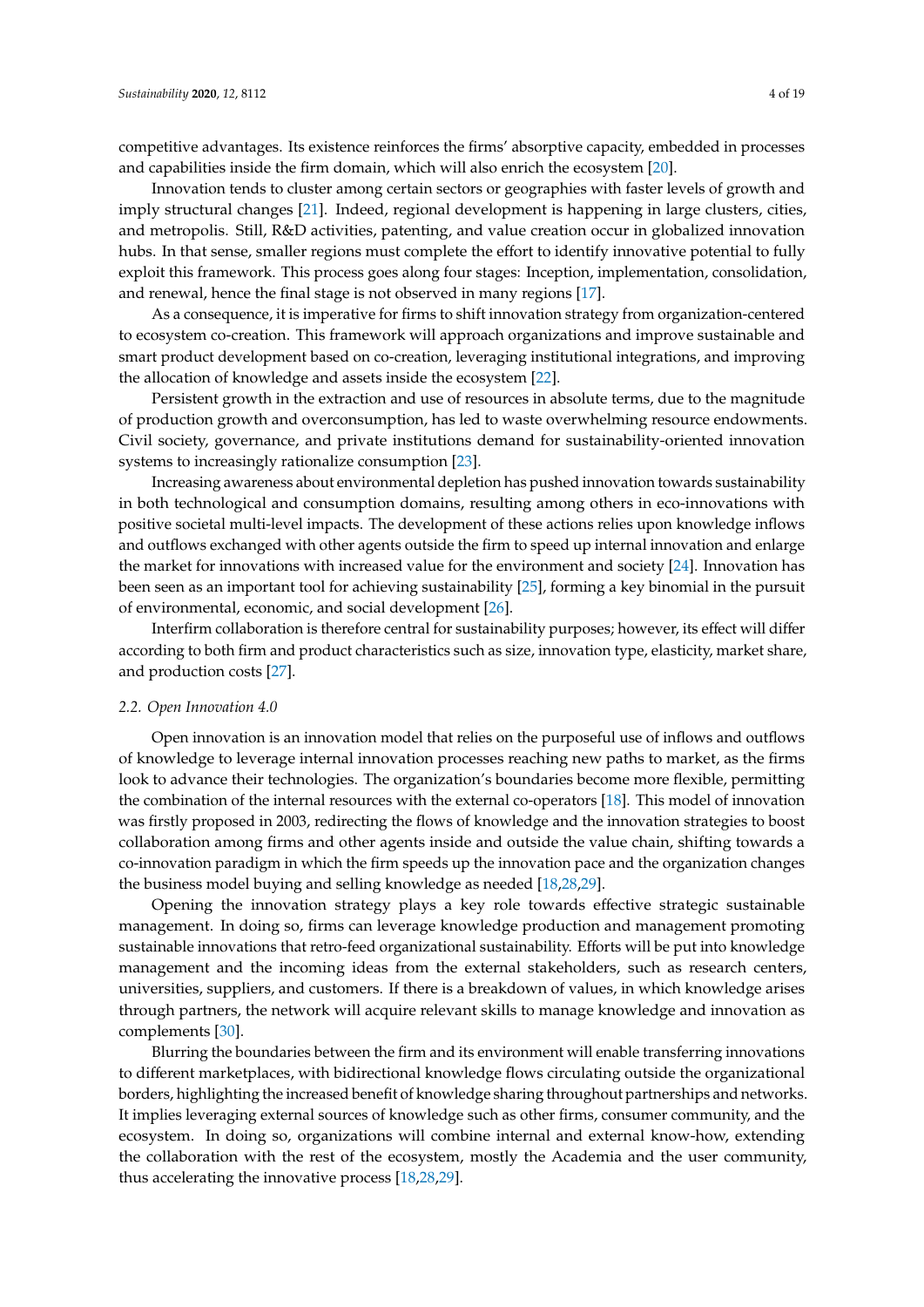competitive advantages. Its existence reinforces the firms' absorptive capacity, embedded in processes and capabilities inside the firm domain, which will also enrich the ecosystem [20].

Innovation tends to cluster among certain sectors or geographies with faster levels of growth and imply structural changes [21]. Indeed, regional development is happening in large clusters, cities, and metropolis. Still, R&D activities, patenting, and value creation occur in globalized innovation hubs. In that sense, smaller regions must complete the effort to identify innovative potential to fully exploit this framework. This process goes along four stages: Inception, implementation, consolidation, and renewal, hence the final stage is not observed in many regions [17].

As a consequence, it is imperative for firms to shift innovation strategy from organization-centered to ecosystem co-creation. This framework will approach organizations and improve sustainable and smart product development based on co-creation, leveraging institutional integrations, and improving the allocation of knowledge and assets inside the ecosystem [22].

Persistent growth in the extraction and use of resources in absolute terms, due to the magnitude of production growth and overconsumption, has led to waste overwhelming resource endowments. Civil society, governance, and private institutions demand for sustainability-oriented innovation systems to increasingly rationalize consumption [23].

Increasing awareness about environmental depletion has pushed innovation towards sustainability in both technological and consumption domains, resulting among others in eco-innovations with positive societal multi-level impacts. The development of these actions relies upon knowledge inflows and outflows exchanged with other agents outside the firm to speed up internal innovation and enlarge the market for innovations with increased value for the environment and society [24]. Innovation has been seen as an important tool for achieving sustainability [25], forming a key binomial in the pursuit of environmental, economic, and social development [26].

Interfirm collaboration is therefore central for sustainability purposes; however, its effect will differ according to both firm and product characteristics such as size, innovation type, elasticity, market share, and production costs [27].

### 2.2. Open Innovation 4.0

Open innovation is an innovation model that relies on the purposeful use of inflows and outflows of knowledge to leverage internal innovation processes reaching new paths to market, as the firms look to advance their technologies. The organization's boundaries become more flexible, permitting the combination of the internal resources with the external co-operators [18]. This model of innovation was firstly proposed in 2003, redirecting the flows of knowledge and the innovation strategies to boost collaboration among firms and other agents inside and outside the value chain, shifting towards a co-innovation paradigm in which the firm speeds up the innovation pace and the organization changes the business model buying and selling knowledge as needed [18,28,29].

Opening the innovation strategy plays a key role towards effective strategic sustainable management. In doing so, firms can leverage knowledge production and management promoting sustainable innovations that retro-feed organizational sustainability. Efforts will be put into knowledge management and the incoming ideas from the external stakeholders, such as research centers, universities, suppliers, and customers. If there is a breakdown of values, in which knowledge arises through partners, the network will acquire relevant skills to manage knowledge and innovation as complements [30].

Blurring the boundaries between the firm and its environment will enable transferring innovations to different marketplaces, with bidirectional knowledge flows circulating outside the organizational borders, highlighting the increased benefit of knowledge sharing throughout partnerships and networks. It implies leveraging external sources of knowledge such as other firms, consumer community, and the ecosystem. In doing so, organizations will combine internal and external know-how, extending the collaboration with the rest of the ecosystem, mostly the Academia and the user community, thus accelerating the innovative process [18,28,29].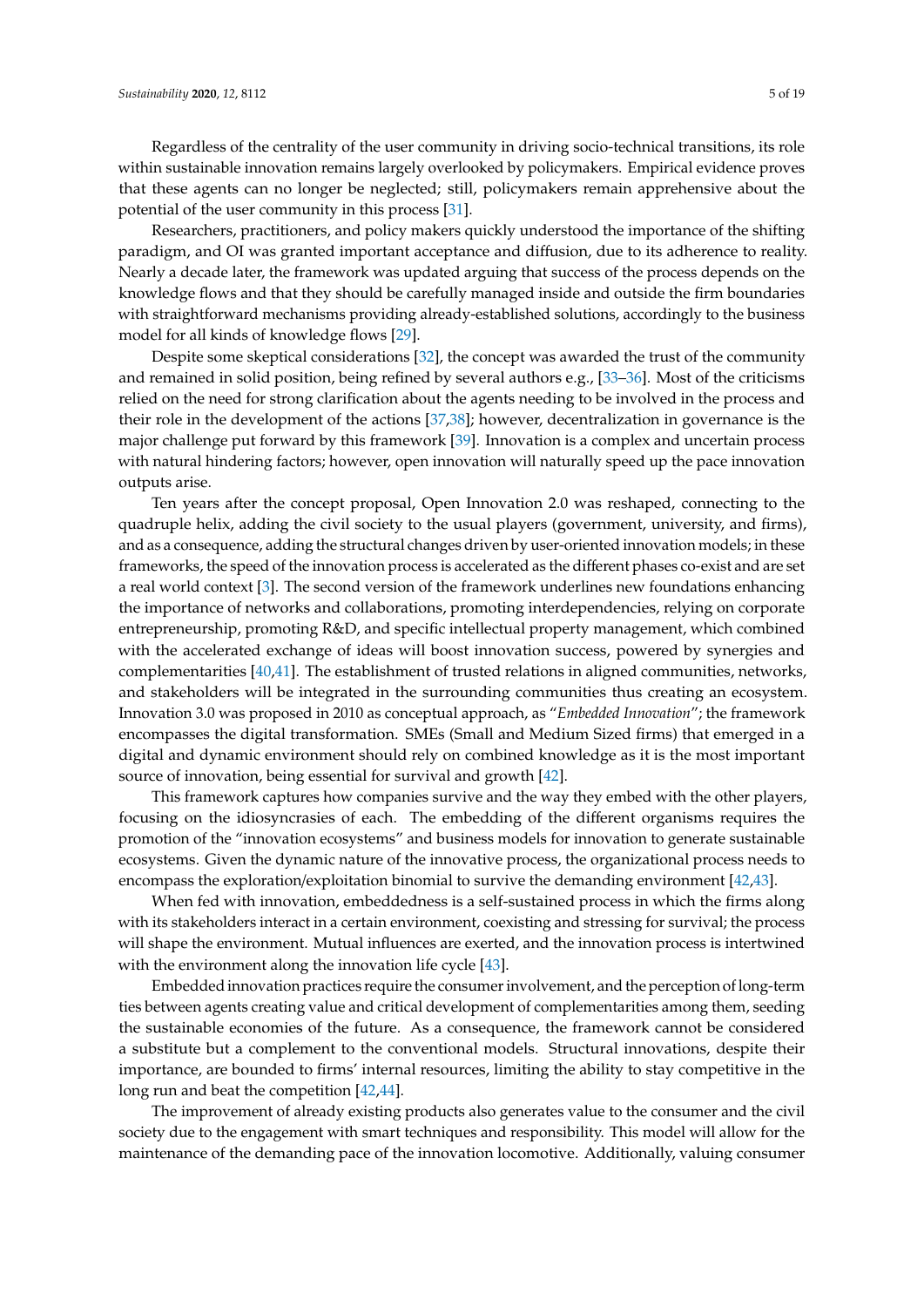Regardless of the centrality of the user community in driving socio-technical transitions, its role within sustainable innovation remains largely overlooked by policymakers. Empirical evidence proves that these agents can no longer be neglected; still, policymakers remain apprehensive about the potential of the user community in this process [31].

Researchers, practitioners, and policy makers quickly understood the importance of the shifting paradigm, and OI was granted important acceptance and diffusion, due to its adherence to reality. Nearly a decade later, the framework was updated arguing that success of the process depends on the knowledge flows and that they should be carefully managed inside and outside the firm boundaries with straightforward mechanisms providing already-established solutions, accordingly to the business model for all kinds of knowledge flows [29].

Despite some skeptical considerations [32], the concept was awarded the trust of the community and remained in solid position, being refined by several authors e.g., [33–36]. Most of the criticisms relied on the need for strong clarification about the agents needing to be involved in the process and their role in the development of the actions [37,38]; however, decentralization in governance is the major challenge put forward by this framework [39]. Innovation is a complex and uncertain process with natural hindering factors; however, open innovation will naturally speed up the pace innovation outputs arise.

Ten years after the concept proposal, Open Innovation 2.0 was reshaped, connecting to the quadruple helix, adding the civil society to the usual players (government, university, and firms), and as a consequence, adding the structural changes driven by user-oriented innovation models; in these frameworks, the speed of the innovation process is accelerated as the different phases co-exist and are set a real world context [3]. The second version of the framework underlines new foundations enhancing the importance of networks and collaborations, promoting interdependencies, relying on corporate entrepreneurship, promoting R&D, and specific intellectual property management, which combined with the accelerated exchange of ideas will boost innovation success, powered by synergies and complementarities [40,41]. The establishment of trusted relations in aligned communities, networks, and stakeholders will be integrated in the surrounding communities thus creating an ecosystem. Innovation 3.0 was proposed in 2010 as conceptual approach, as "*Embedded Innovation*"; the framework encompasses the digital transformation. SMEs (Small and Medium Sized firms) that emerged in a digital and dynamic environment should rely on combined knowledge as it is the most important source of innovation, being essential for survival and growth [42].

This framework captures how companies survive and the way they embed with the other players, focusing on the idiosyncrasies of each. The embedding of the different organisms requires the promotion of the "innovation ecosystems" and business models for innovation to generate sustainable ecosystems. Given the dynamic nature of the innovative process, the organizational process needs to encompass the exploration/exploitation binomial to survive the demanding environment [42,43].

When fed with innovation, embeddedness is a self-sustained process in which the firms along with its stakeholders interact in a certain environment, coexisting and stressing for survival; the process will shape the environment. Mutual influences are exerted, and the innovation process is intertwined with the environment along the innovation life cycle [43].

Embedded innovation practices require the consumer involvement, and the perception of long-term ties between agents creating value and critical development of complementarities among them, seeding the sustainable economies of the future. As a consequence, the framework cannot be considered a substitute but a complement to the conventional models. Structural innovations, despite their importance, are bounded to firms' internal resources, limiting the ability to stay competitive in the long run and beat the competition [42,44].

The improvement of already existing products also generates value to the consumer and the civil society due to the engagement with smart techniques and responsibility. This model will allow for the maintenance of the demanding pace of the innovation locomotive. Additionally, valuing consumer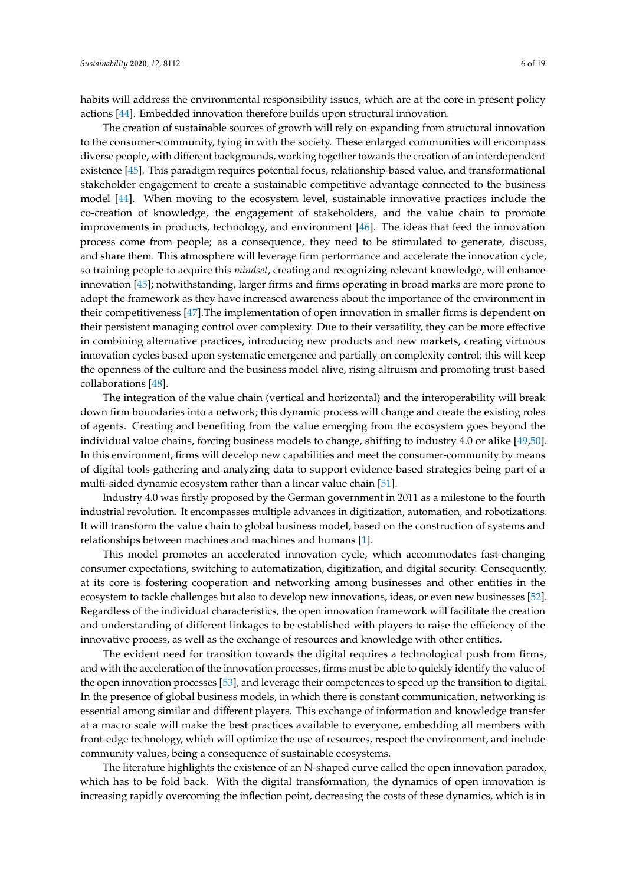habits will address the environmental responsibility issues, which are at the core in present policy actions [44]. Embedded innovation therefore builds upon structural innovation.

The creation of sustainable sources of growth will rely on expanding from structural innovation to the consumer-community, tying in with the society. These enlarged communities will encompass diverse people, with different backgrounds, working together towards the creation of an interdependent existence [45]. This paradigm requires potential focus, relationship-based value, and transformational stakeholder engagement to create a sustainable competitive advantage connected to the business model [44]. When moving to the ecosystem level, sustainable innovative practices include the co-creation of knowledge, the engagement of stakeholders, and the value chain to promote improvements in products, technology, and environment [46]. The ideas that feed the innovation process come from people; as a consequence, they need to be stimulated to generate, discuss, and share them. This atmosphere will leverage firm performance and accelerate the innovation cycle, so training people to acquire this *mindset*, creating and recognizing relevant knowledge, will enhance innovation [45]; notwithstanding, larger firms and firms operating in broad marks are more prone to adopt the framework as they have increased awareness about the importance of the environment in their competitiveness [47].The implementation of open innovation in smaller firms is dependent on their persistent managing control over complexity. Due to their versatility, they can be more effective in combining alternative practices, introducing new products and new markets, creating virtuous innovation cycles based upon systematic emergence and partially on complexity control; this will keep the openness of the culture and the business model alive, rising altruism and promoting trust-based collaborations [48].

The integration of the value chain (vertical and horizontal) and the interoperability will break down firm boundaries into a network; this dynamic process will change and create the existing roles of agents. Creating and benefiting from the value emerging from the ecosystem goes beyond the individual value chains, forcing business models to change, shifting to industry 4.0 or alike [49,50]. In this environment, firms will develop new capabilities and meet the consumer-community by means of digital tools gathering and analyzing data to support evidence-based strategies being part of a multi-sided dynamic ecosystem rather than a linear value chain [51].

Industry 4.0 was firstly proposed by the German government in 2011 as a milestone to the fourth industrial revolution. It encompasses multiple advances in digitization, automation, and robotizations. It will transform the value chain to global business model, based on the construction of systems and relationships between machines and machines and humans [1].

This model promotes an accelerated innovation cycle, which accommodates fast-changing consumer expectations, switching to automatization, digitization, and digital security. Consequently, at its core is fostering cooperation and networking among businesses and other entities in the ecosystem to tackle challenges but also to develop new innovations, ideas, or even new businesses [52]. Regardless of the individual characteristics, the open innovation framework will facilitate the creation and understanding of different linkages to be established with players to raise the efficiency of the innovative process, as well as the exchange of resources and knowledge with other entities.

The evident need for transition towards the digital requires a technological push from firms, and with the acceleration of the innovation processes, firms must be able to quickly identify the value of the open innovation processes [53], and leverage their competences to speed up the transition to digital. In the presence of global business models, in which there is constant communication, networking is essential among similar and different players. This exchange of information and knowledge transfer at a macro scale will make the best practices available to everyone, embedding all members with front-edge technology, which will optimize the use of resources, respect the environment, and include community values, being a consequence of sustainable ecosystems.

The literature highlights the existence of an N-shaped curve called the open innovation paradox, which has to be fold back. With the digital transformation, the dynamics of open innovation is increasing rapidly overcoming the inflection point, decreasing the costs of these dynamics, which is in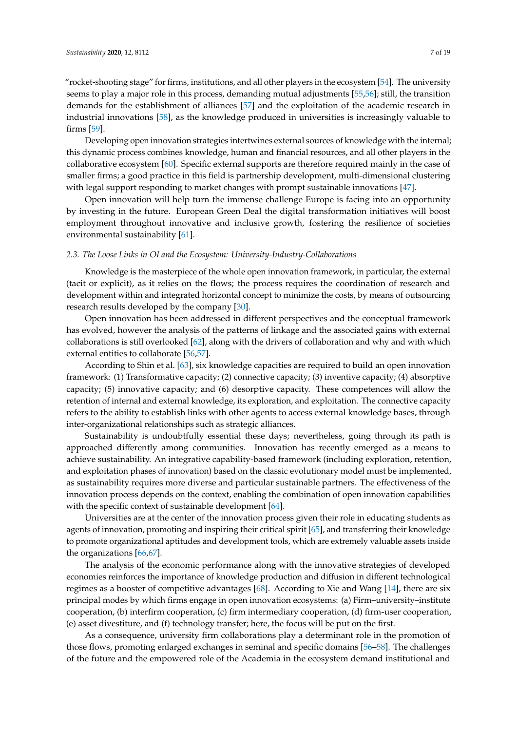"rocket-shooting stage" for firms, institutions, and all other players in the ecosystem [54]. The university seems to play a major role in this process, demanding mutual adjustments [55,56]; still, the transition demands for the establishment of alliances [57] and the exploitation of the academic research in industrial innovations [58], as the knowledge produced in universities is increasingly valuable to firms [59].

Developing open innovation strategies intertwines external sources of knowledge with the internal; this dynamic process combines knowledge, human and financial resources, and all other players in the collaborative ecosystem [60]. Specific external supports are therefore required mainly in the case of smaller firms; a good practice in this field is partnership development, multi-dimensional clustering with legal support responding to market changes with prompt sustainable innovations [47].

Open innovation will help turn the immense challenge Europe is facing into an opportunity by investing in the future. European Green Deal the digital transformation initiatives will boost employment throughout innovative and inclusive growth, fostering the resilience of societies environmental sustainability [61].

### *2.3. The Loose Links in OI and the Ecosystem: University-Industry-Collaborations*

Knowledge is the masterpiece of the whole open innovation framework, in particular, the external (tacit or explicit), as it relies on the flows; the process requires the coordination of research and development within and integrated horizontal concept to minimize the costs, by means of outsourcing research results developed by the company [30].

Open innovation has been addressed in different perspectives and the conceptual framework has evolved, however the analysis of the patterns of linkage and the associated gains with external collaborations is still overlooked [62], along with the drivers of collaboration and why and with which external entities to collaborate [56,57].

According to Shin et al. [63], six knowledge capacities are required to build an open innovation framework: (1) Transformative capacity; (2) connective capacity; (3) inventive capacity; (4) absorptive capacity; (5) innovative capacity; and (6) desorptive capacity. These competences will allow the retention of internal and external knowledge, its exploration, and exploitation. The connective capacity refers to the ability to establish links with other agents to access external knowledge bases, through inter-organizational relationships such as strategic alliances.

Sustainability is undoubtfully essential these days; nevertheless, going through its path is approached differently among communities. Innovation has recently emerged as a means to achieve sustainability. An integrative capability-based framework (including exploration, retention, and exploitation phases of innovation) based on the classic evolutionary model must be implemented, as sustainability requires more diverse and particular sustainable partners. The effectiveness of the innovation process depends on the context, enabling the combination of open innovation capabilities with the specific context of sustainable development [64].

Universities are at the center of the innovation process given their role in educating students as agents of innovation, promoting and inspiring their critical spirit [65], and transferring their knowledge to promote organizational aptitudes and development tools, which are extremely valuable assets inside the organizations [66,67].

The analysis of the economic performance along with the innovative strategies of developed economies reinforces the importance of knowledge production and diffusion in different technological regimes as a booster of competitive advantages [68]. According to Xie and Wang [14], there are six principal modes by which firms engage in open innovation ecosystems: (a) Firm–university–institute cooperation, (b) interfirm cooperation, (c) firm intermediary cooperation, (d) firm-user cooperation, (e) asset divestiture, and (f) technology transfer; here, the focus will be put on the first.

As a consequence, university firm collaborations play a determinant role in the promotion of those flows, promoting enlarged exchanges in seminal and specific domains [56–58]. The challenges of the future and the empowered role of the Academia in the ecosystem demand institutional and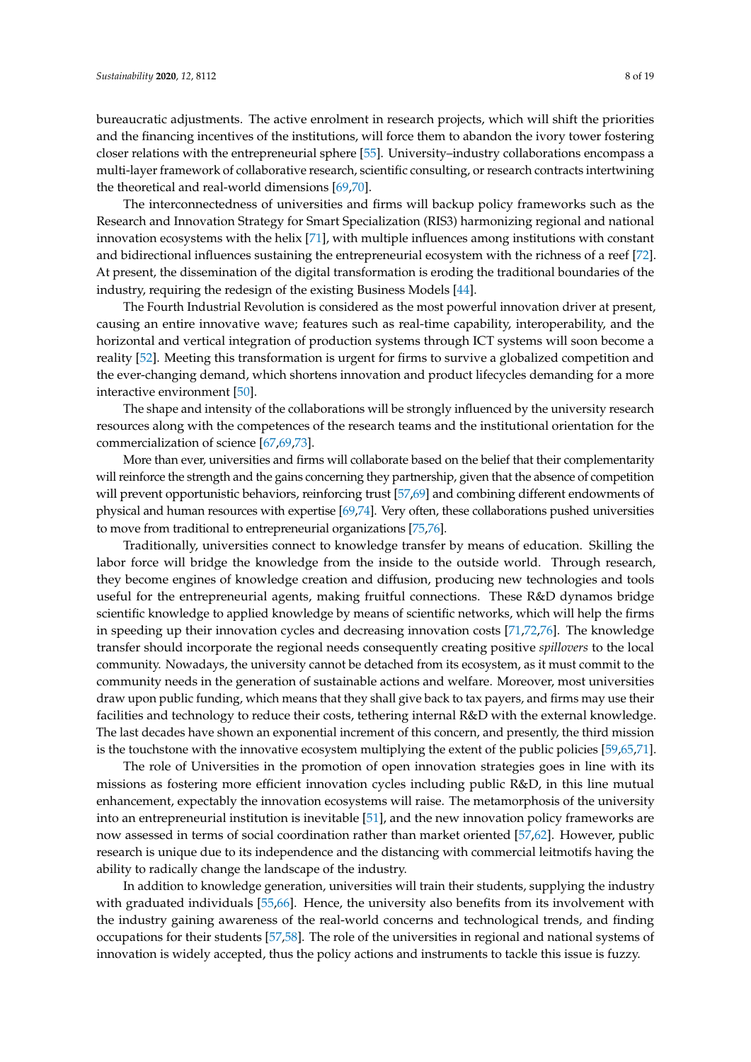bureaucratic adjustments. The active enrolment in research projects, which will shift the priorities and the financing incentives of the institutions, will force them to abandon the ivory tower fostering closer relations with the entrepreneurial sphere [55]. University–industry collaborations encompass a multi-layer framework of collaborative research, scientific consulting, or research contracts intertwining the theoretical and real-world dimensions [69,70].

The interconnectedness of universities and firms will backup policy frameworks such as the Research and Innovation Strategy for Smart Specialization (RIS3) harmonizing regional and national innovation ecosystems with the helix [71], with multiple influences among institutions with constant and bidirectional influences sustaining the entrepreneurial ecosystem with the richness of a reef [72]. At present, the dissemination of the digital transformation is eroding the traditional boundaries of the industry, requiring the redesign of the existing Business Models [44].

The Fourth Industrial Revolution is considered as the most powerful innovation driver at present, causing an entire innovative wave; features such as real-time capability, interoperability, and the horizontal and vertical integration of production systems through ICT systems will soon become a reality [52]. Meeting this transformation is urgent for firms to survive a globalized competition and the ever-changing demand, which shortens innovation and product lifecycles demanding for a more interactive environment [50].

The shape and intensity of the collaborations will be strongly influenced by the university research resources along with the competences of the research teams and the institutional orientation for the commercialization of science [67,69,73].

More than ever, universities and firms will collaborate based on the belief that their complementarity will reinforce the strength and the gains concerning they partnership, given that the absence of competition will prevent opportunistic behaviors, reinforcing trust [57,69] and combining different endowments of physical and human resources with expertise [69,74]. Very often, these collaborations pushed universities to move from traditional to entrepreneurial organizations [75,76].

Traditionally, universities connect to knowledge transfer by means of education. Skilling the labor force will bridge the knowledge from the inside to the outside world. Through research, they become engines of knowledge creation and diffusion, producing new technologies and tools useful for the entrepreneurial agents, making fruitful connections. These R&D dynamos bridge scientific knowledge to applied knowledge by means of scientific networks, which will help the firms in speeding up their innovation cycles and decreasing innovation costs [71,72,76]. The knowledge transfer should incorporate the regional needs consequently creating positive *spillovers* to the local community. Nowadays, the university cannot be detached from its ecosystem, as it must commit to the community needs in the generation of sustainable actions and welfare. Moreover, most universities draw upon public funding, which means that they shall give back to tax payers, and firms may use their facilities and technology to reduce their costs, tethering internal R&D with the external knowledge. The last decades have shown an exponential increment of this concern, and presently, the third mission is the touchstone with the innovative ecosystem multiplying the extent of the public policies [59,65,71].

The role of Universities in the promotion of open innovation strategies goes in line with its missions as fostering more efficient innovation cycles including public R&D, in this line mutual enhancement, expectably the innovation ecosystems will raise. The metamorphosis of the university into an entrepreneurial institution is inevitable [51], and the new innovation policy frameworks are now assessed in terms of social coordination rather than market oriented [57,62]. However, public research is unique due to its independence and the distancing with commercial leitmotifs having the ability to radically change the landscape of the industry.

In addition to knowledge generation, universities will train their students, supplying the industry with graduated individuals [55,66]. Hence, the university also benefits from its involvement with the industry gaining awareness of the real-world concerns and technological trends, and finding occupations for their students [57,58]. The role of the universities in regional and national systems of innovation is widely accepted, thus the policy actions and instruments to tackle this issue is fuzzy.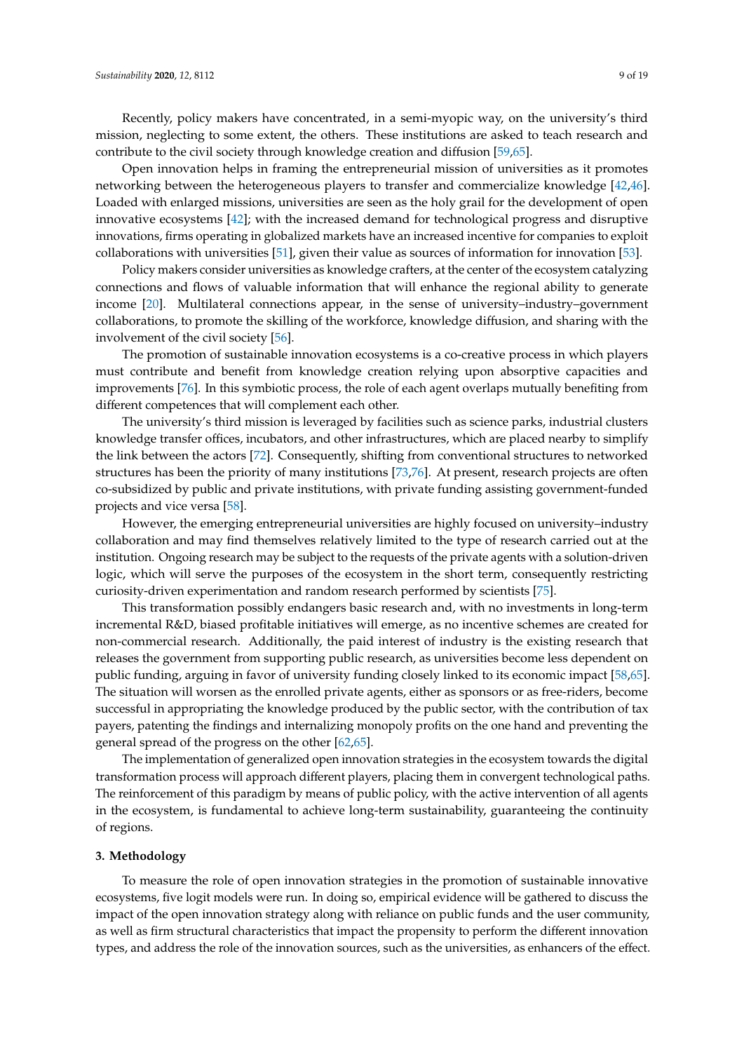Recently, policy makers have concentrated, in a semi-myopic way, on the university's third mission, neglecting to some extent, the others. These institutions are asked to teach research and contribute to the civil society through knowledge creation and diffusion [59,65].

Open innovation helps in framing the entrepreneurial mission of universities as it promotes networking between the heterogeneous players to transfer and commercialize knowledge [42,46]. Loaded with enlarged missions, universities are seen as the holy grail for the development of open innovative ecosystems [42]; with the increased demand for technological progress and disruptive innovations, firms operating in globalized markets have an increased incentive for companies to exploit collaborations with universities [51], given their value as sources of information for innovation [53].

Policy makers consider universities as knowledge crafters, at the center of the ecosystem catalyzing connections and flows of valuable information that will enhance the regional ability to generate income [20]. Multilateral connections appear, in the sense of university–industry–government collaborations, to promote the skilling of the workforce, knowledge diffusion, and sharing with the involvement of the civil society [56].

The promotion of sustainable innovation ecosystems is a co-creative process in which players must contribute and benefit from knowledge creation relying upon absorptive capacities and improvements [76]. In this symbiotic process, the role of each agent overlaps mutually benefiting from different competences that will complement each other.

The university's third mission is leveraged by facilities such as science parks, industrial clusters knowledge transfer offices, incubators, and other infrastructures, which are placed nearby to simplify the link between the actors [72]. Consequently, shifting from conventional structures to networked structures has been the priority of many institutions [73,76]. At present, research projects are often co-subsidized by public and private institutions, with private funding assisting government-funded projects and vice versa [58].

However, the emerging entrepreneurial universities are highly focused on university–industry collaboration and may find themselves relatively limited to the type of research carried out at the institution. Ongoing research may be subject to the requests of the private agents with a solution-driven logic, which will serve the purposes of the ecosystem in the short term, consequently restricting curiosity-driven experimentation and random research performed by scientists [75].

This transformation possibly endangers basic research and, with no investments in long-term incremental R&D, biased profitable initiatives will emerge, as no incentive schemes are created for non-commercial research. Additionally, the paid interest of industry is the existing research that releases the government from supporting public research, as universities become less dependent on public funding, arguing in favor of university funding closely linked to its economic impact [58,65]. The situation will worsen as the enrolled private agents, either as sponsors or as free-riders, become successful in appropriating the knowledge produced by the public sector, with the contribution of tax payers, patenting the findings and internalizing monopoly profits on the one hand and preventing the general spread of the progress on the other [62,65].

The implementation of generalized open innovation strategies in the ecosystem towards the digital transformation process will approach different players, placing them in convergent technological paths. The reinforcement of this paradigm by means of public policy, with the active intervention of all agents in the ecosystem, is fundamental to achieve long-term sustainability, guaranteeing the continuity of regions.

## 3. Methodology

To measure the role of open innovation strategies in the promotion of sustainable innovative ecosystems, five logit models were run. In doing so, empirical evidence will be gathered to discuss the impact of the open innovation strategy along with reliance on public funds and the user community, as well as firm structural characteristics that impact the propensity to perform the different innovation types, and address the role of the innovation sources, such as the universities, as enhancers of the effect.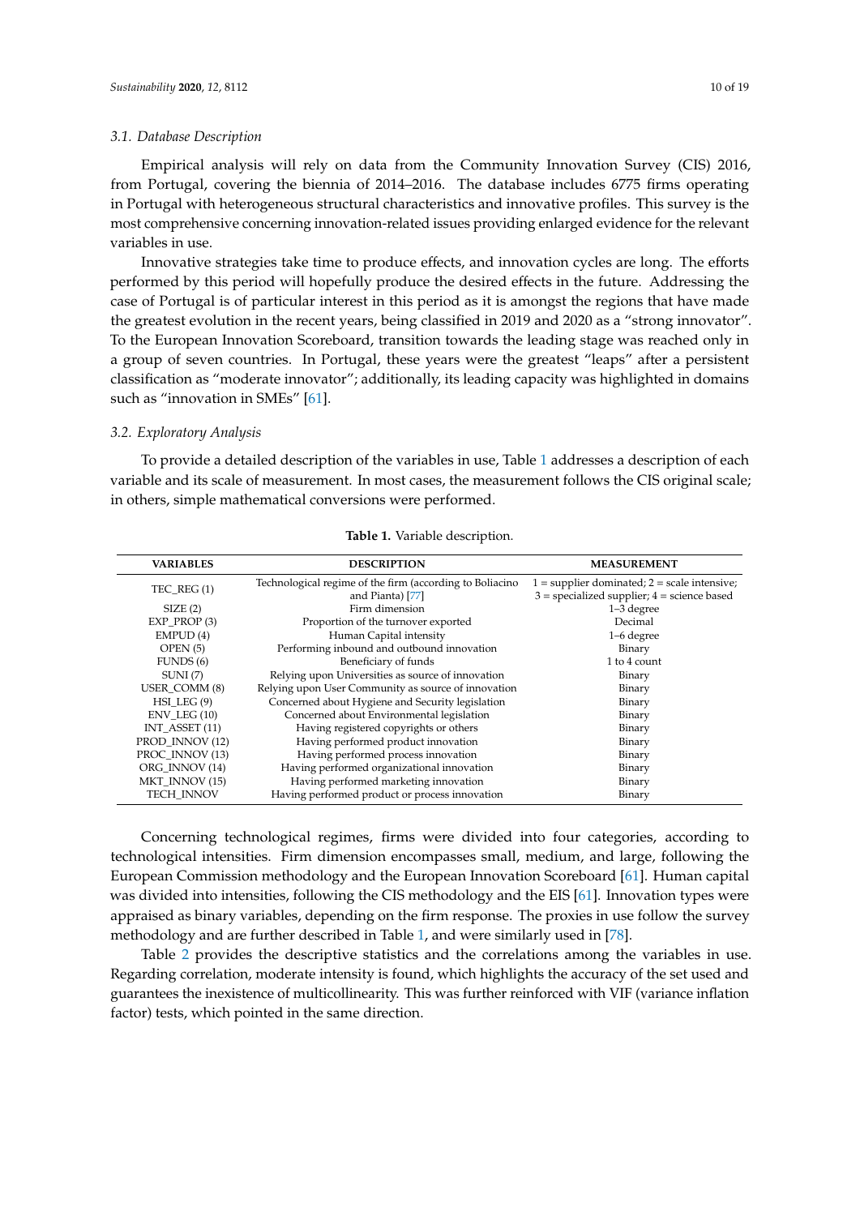### 3.1. Database Description

Empirical analysis will rely on data from the Community Innovation Survey (CIS) 2016, from Portugal, covering the biennia of 2014–2016. The database includes 6775 firms operating in Portugal with heterogeneous structural characteristics and innovative profiles. This survey is the most comprehensive concerning innovation-related issues providing enlarged evidence for the relevant variables in use.

Innovative strategies take time to produce effects, and innovation cycles are long. The efforts performed by this period will hopefully produce the desired effects in the future. Addressing the case of Portugal is of particular interest in this period as it is amongst the regions that have made the greatest evolution in the recent years, being classified in 2019 and 2020 as a "strong innovator". To the European Innovation Scoreboard, transition towards the leading stage was reached only in a group of seven countries. In Portugal, these years were the greatest "leaps" after a persistent classification as "moderate innovator"; additionally, its leading capacity was highlighted in domains such as "innovation in SMEs" [61].

### 3.2. Exploratory Analysis

To provide a detailed description of the variables in use, Table 1 addresses a description of each variable and its scale of measurement. In most cases, the measurement follows the CIS original scale; in others, simple mathematical conversions were performed.

**Table 1.** Variable description.

| VARIABLES | DESCRIPTION | MEASUREMENT |
|---|---|---|
| TEC_REG (1) | Technological regime of the firm (according to Boliacino and Pianta) [77] | 1 = supplier dominated; 2 = scale intensive; 3 = specialized supplier; 4 = science based |
| SIZE (2) | Firm dimension | 1–3 degree |
| EXP_PROP (3) | Proportion of the turnover exported | Decimal |
| EMPUD (4) | Human Capital intensity | 1–6 degree |
| OPEN (5) | Performing inbound and outbound innovation | Binary |
| FUNDS (6) | Beneficiary of funds | 1 to 4 count |
| SUNI (7) | Relying upon Universities as source of innovation | Binary |
| USER_COMM (8) | Relying upon User Community as source of innovation | Binary |
| HSI_LEG (9) | Concerned about Hygiene and Security legislation | Binary |
| ENV_LEG (10) | Concerned about Environmental legislation | Binary |
| INT_ASSET (11) | Having registered copyrights or others | Binary |
| PROD_INNOV (12) | Having performed product innovation | Binary |
| PROC_INNOV (13) | Having performed process innovation | Binary |
| ORG_INNOV (14) | Having performed organizational innovation | Binary |
| MKT_INNOV (15) | Having performed marketing innovation | Binary |
| TECH_INNOV | Having performed product or process innovation | Binary |

Concerning technological regimes, firms were divided into four categories, according to technological intensities. Firm dimension encompasses small, medium, and large, following the European Commission methodology and the European Innovation Scoreboard [61]. Human capital was divided into intensities, following the CIS methodology and the EIS [61]. Innovation types were appraised as binary variables, depending on the firm response. The proxies in use follow the survey methodology and are further described in Table 1, and were similarly used in [78].

Table 2 provides the descriptive statistics and the correlations among the variables in use. Regarding correlation, moderate intensity is found, which highlights the accuracy of the set used and guarantees the inexistence of multicollinearity. This was further reinforced with VIF (variance inflation factor) tests, which pointed in the same direction.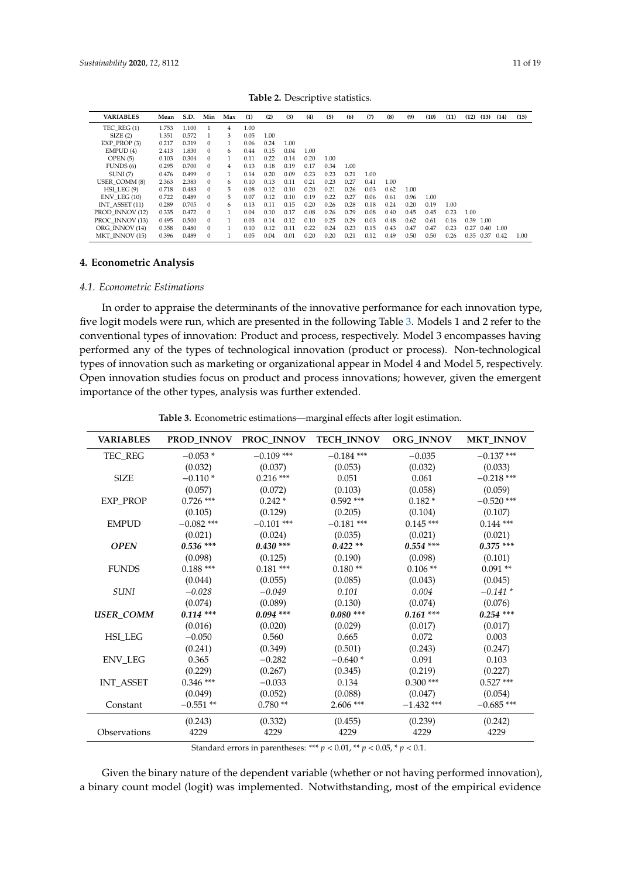**Table 2.** Descriptive statistics.

| VARIABLES | Mean | S.D. | Min | Max | (1) | (2) | (3) | (4) | (5) | (6) | (7) | (8) | (9) | (10) | (11) | (12) | (13) | (14) | (15) |
|---|---|---|---|---|---|---|---|---|---|---|---|---|---|---|---|---|---|---|---|
| TEC_REG (1) | 1.753 | 1.100 | 1 | 4 | 1.00 | | | | | | | | | | | | | | |
| SIZE (2) | 1.351 | 0.572 | 1 | 3 | 0.05 | 1.00 | | | | | | | | | | | | | |
| EXP_PROP (3) | 0.217 | 0.319 | 0 | 1 | 0.06 | 0.24 | 1.00 | | | | | | | | | | | | |
| EMPUD (4) | 2.413 | 1.830 | 0 | 6 | 0.44 | 0.15 | 0.04 | 1.00 | | | | | | | | | | | |
| OPEN (5) | 0.103 | 0.304 | 0 | 1 | 0.11 | 0.22 | 0.14 | 0.20 | 1.00 | | | | | | | | | | |
| FUNDS (6) | 0.295 | 0.700 | 0 | 4 | 0.13 | 0.18 | 0.19 | 0.17 | 0.34 | 1.00 | | | | | | | | | |
| SUNI (7) | 0.476 | 0.499 | 0 | 1 | 0.14 | 0.20 | 0.09 | 0.23 | 0.23 | 0.21 | 1.00 | | | | | | | | |
| USER_COMM (8) | 2.363 | 2.383 | 0 | 6 | 0.10 | 0.13 | 0.11 | 0.21 | 0.23 | 0.27 | 0.41 | 1.00 | | | | | | | |
| HSI_LEG (9) | 0.718 | 0.483 | 0 | 5 | 0.08 | 0.12 | 0.10 | 0.20 | 0.21 | 0.26 | 0.03 | 0.62 | 1.00 | | | | | | |
| ENV_LEG (10) | 0.722 | 0.489 | 0 | 5 | 0.07 | 0.12 | 0.10 | 0.19 | 0.22 | 0.27 | 0.06 | 0.61 | 0.96 | 1.00 | | | | | |
| INT_ASSET (11) | 0.289 | 0.705 | 0 | 6 | 0.13 | 0.11 | 0.15 | 0.20 | 0.26 | 0.28 | 0.18 | 0.24 | 0.20 | 0.19 | 1.00 | | | | |
| PROD_INNOV (12) | 0.335 | 0.472 | 0 | 1 | 0.04 | 0.10 | 0.17 | 0.08 | 0.26 | 0.29 | 0.08 | 0.40 | 0.45 | 0.45 | 0.23 | 1.00 | | | |
| PROC_INNOV (13) | 0.495 | 0.500 | 0 | 1 | 0.03 | 0.14 | 0.12 | 0.10 | 0.25 | 0.29 | 0.03 | 0.48 | 0.62 | 0.61 | 0.16 | 0.39 | 1.00 | | |
| ORG_INNOV (14) | 0.358 | 0.480 | 0 | 1 | 0.10 | 0.12 | 0.11 | 0.22 | 0.24 | 0.23 | 0.15 | 0.43 | 0.47 | 0.47 | 0.23 | 0.27 | 0.40 | 1.00 | |
| MKT_INNOV (15) | 0.396 | 0.489 | 0 | 1 | 0.05 | 0.04 | 0.01 | 0.20 | 0.20 | 0.21 | 0.12 | 0.49 | 0.50 | 0.50 | 0.26 | 0.35 | 0.37 | 0.42 | 1.00 |

## 4. Econometric Analysis

### *4.1. Econometric Estimations*

In order to appraise the determinants of the innovative performance for each innovation type, five logit models were run, which are presented in the following Table 3. Models 1 and 2 refer to the conventional types of innovation: Product and process, respectively. Model 3 encompasses having performed any of the types of technological innovation (product or process). Non-technological types of innovation such as marketing or organizational appear in Model 4 and Model 5, respectively. Open innovation studies focus on product and process innovations; however, given the emergent importance of the other types, analysis was further extended.

**Table 3.** Econometric estimations—marginal effects after logit estimation.

| VARIABLES | PROD_INNOV | PROC_INNOV | TECH_INNOV | ORG_INNOV | MKT_INNOV |
|---|---|---|---|---|---|
| TEC_REG | −0.053 * | −0.109 *** | −0.184 *** | −0.035 | −0.137 *** |
| | (0.032) | (0.037) | (0.053) | (0.032) | (0.033) |
| SIZE | −0.110 * | 0.216 *** | 0.051 | 0.061 | −0.218 *** |
| | (0.057) | (0.072) | (0.103) | (0.058) | (0.059) |
| EXP_PROP | 0.726 *** | 0.242 * | 0.592 *** | 0.182 * | −0.520 *** |
| | (0.105) | (0.129) | (0.205) | (0.104) | (0.107) |
| EMPUD | −0.082 *** | −0.101 *** | −0.181 *** | 0.145 *** | 0.144 *** |
| | (0.021) | (0.024) | (0.035) | (0.021) | (0.021) |
| ***OPEN*** | ***0.536 **** | ***0.430 **** | ***0.422 *** | ***0.554 **** | ***0.375 **** |
| | (0.098) | (0.125) | (0.190) | (0.098) | (0.101) |
| FUNDS | 0.188 *** | 0.181 *** | 0.180 ** | 0.106 ** | 0.091 ** |
| | (0.044) | (0.055) | (0.085) | (0.043) | (0.045) |
| *SUNI* | *−0.028* | *−0.049* | *0.101* | *0.004* | *−0.141 ** |
| | (0.074) | (0.089) | (0.130) | (0.074) | (0.076) |
| ***USER_COMM*** | ***0.114 **** | ***0.094 **** | ***0.080 **** | ***0.161 **** | ***0.254 **** |
| | (0.016) | (0.020) | (0.029) | (0.017) | (0.017) |
| HSI_LEG | −0.050 | 0.560 | 0.665 | 0.072 | 0.003 |
| | (0.241) | (0.349) | (0.501) | (0.243) | (0.247) |
| ENV_LEG | 0.365 | −0.282 | −0.640 * | 0.091 | 0.103 |
| | (0.229) | (0.267) | (0.345) | (0.219) | (0.227) |
| INT_ASSET | 0.346 *** | −0.033 | 0.134 | 0.300 *** | 0.527 *** |
| | (0.049) | (0.052) | (0.088) | (0.047) | (0.054) |
| Constant | −0.551 ** | 0.780 ** | 2.606 *** | −1.432 *** | −0.685 *** |
| | (0.243) | (0.332) | (0.455) | (0.239) | (0.242) |
| Observations | 4229 | 4229 | 4229 | 4229 | 4229 |

Standard errors in parentheses: *** $p < 0.01$, ** $p < 0.05$, * $p < 0.1$.

Given the binary nature of the dependent variable (whether or not having performed innovation), a binary count model (logit) was implemented. Notwithstanding, most of the empirical evidence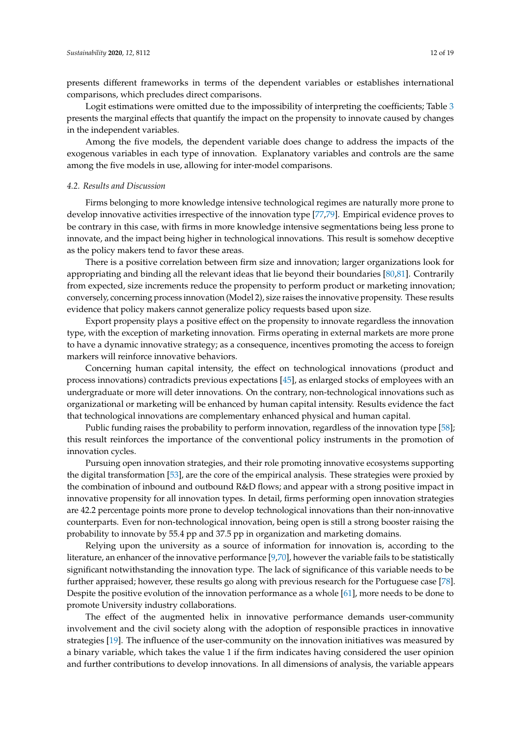presents different frameworks in terms of the dependent variables or establishes international comparisons, which precludes direct comparisons.

Logit estimations were omitted due to the impossibility of interpreting the coefficients; Table 3 presents the marginal effects that quantify the impact on the propensity to innovate caused by changes in the independent variables.

Among the five models, the dependent variable does change to address the impacts of the exogenous variables in each type of innovation. Explanatory variables and controls are the same among the five models in use, allowing for inter-model comparisons.

### 4.2. Results and Discussion

Firms belonging to more knowledge intensive technological regimes are naturally more prone to develop innovative activities irrespective of the innovation type [77,79]. Empirical evidence proves to be contrary in this case, with firms in more knowledge intensive segmentations being less prone to innovate, and the impact being higher in technological innovations. This result is somehow deceptive as the policy makers tend to favor these areas.

There is a positive correlation between firm size and innovation; larger organizations look for appropriating and binding all the relevant ideas that lie beyond their boundaries [80,81]. Contrarily from expected, size increments reduce the propensity to perform product or marketing innovation; conversely, concerning process innovation (Model 2), size raises the innovative propensity. These results evidence that policy makers cannot generalize policy requests based upon size.

Export propensity plays a positive effect on the propensity to innovate regardless the innovation type, with the exception of marketing innovation. Firms operating in external markets are more prone to have a dynamic innovative strategy; as a consequence, incentives promoting the access to foreign markers will reinforce innovative behaviors.

Concerning human capital intensity, the effect on technological innovations (product and process innovations) contradicts previous expectations [45], as enlarged stocks of employees with an undergraduate or more will deter innovations. On the contrary, non-technological innovations such as organizational or marketing will be enhanced by human capital intensity. Results evidence the fact that technological innovations are complementary enhanced physical and human capital.

Public funding raises the probability to perform innovation, regardless of the innovation type [58]; this result reinforces the importance of the conventional policy instruments in the promotion of innovation cycles.

Pursuing open innovation strategies, and their role promoting innovative ecosystems supporting the digital transformation [53], are the core of the empirical analysis. These strategies were proxied by the combination of inbound and outbound R&D flows; and appear with a strong positive impact in innovative propensity for all innovation types. In detail, firms performing open innovation strategies are 42.2 percentage points more prone to develop technological innovations than their non-innovative counterparts. Even for non-technological innovation, being open is still a strong booster raising the probability to innovate by 55.4 pp and 37.5 pp in organization and marketing domains.

Relying upon the university as a source of information for innovation is, according to the literature, an enhancer of the innovative performance [9,70], however the variable fails to be statistically significant notwithstanding the innovation type. The lack of significance of this variable needs to be further appraised; however, these results go along with previous research for the Portuguese case [78]. Despite the positive evolution of the innovation performance as a whole [61], more needs to be done to promote University industry collaborations.

The effect of the augmented helix in innovative performance demands user-community involvement and the civil society along with the adoption of responsible practices in innovative strategies [19]. The influence of the user-community on the innovation initiatives was measured by a binary variable, which takes the value 1 if the firm indicates having considered the user opinion and further contributions to develop innovations. In all dimensions of analysis, the variable appears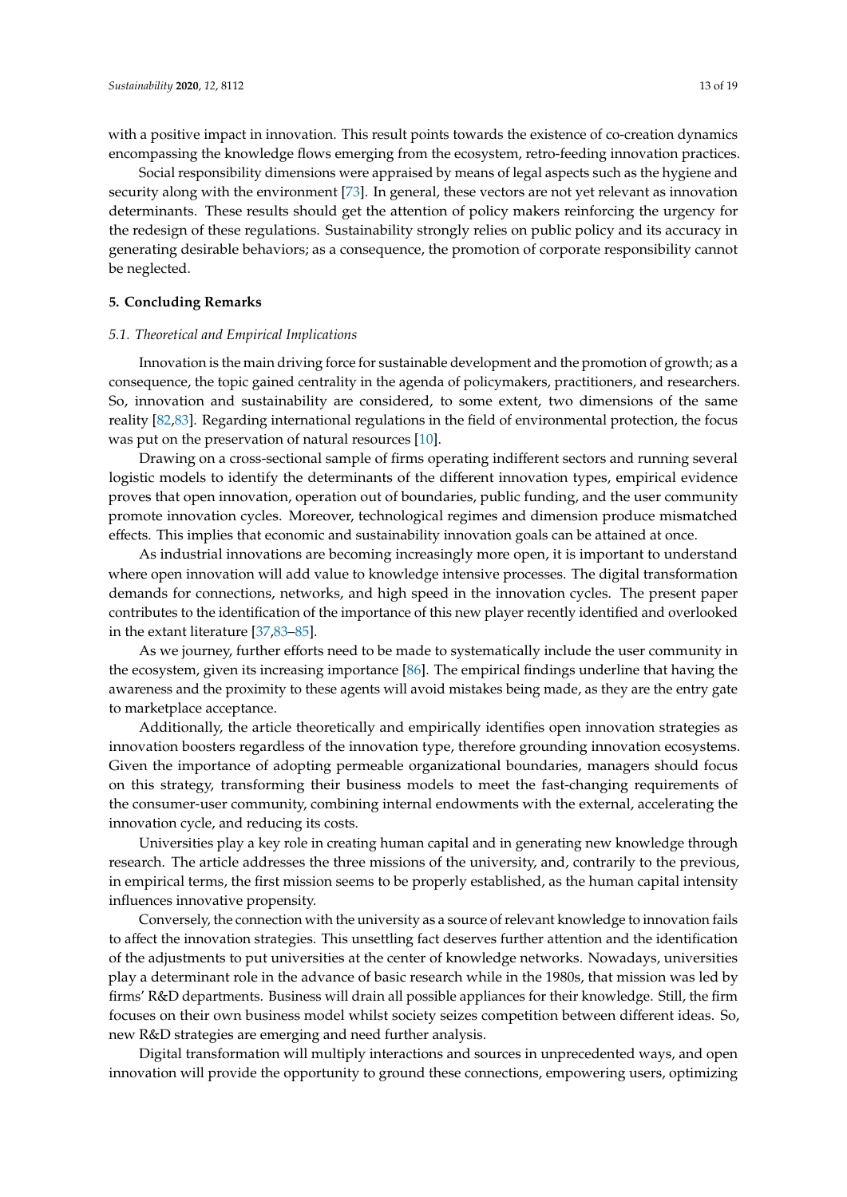with a positive impact in innovation. This result points towards the existence of co-creation dynamics encompassing the knowledge flows emerging from the ecosystem, retro-feeding innovation practices.

Social responsibility dimensions were appraised by means of legal aspects such as the hygiene and security along with the environment [73]. In general, these vectors are not yet relevant as innovation determinants. These results should get the attention of policy makers reinforcing the urgency for the redesign of these regulations. Sustainability strongly relies on public policy and its accuracy in generating desirable behaviors; as a consequence, the promotion of corporate responsibility cannot be neglected.

## 5. Concluding Remarks

### *5.1. Theoretical and Empirical Implications*

Innovation is the main driving force for sustainable development and the promotion of growth; as a consequence, the topic gained centrality in the agenda of policymakers, practitioners, and researchers. So, innovation and sustainability are considered, to some extent, two dimensions of the same reality [82,83]. Regarding international regulations in the field of environmental protection, the focus was put on the preservation of natural resources [10].

Drawing on a cross-sectional sample of firms operating indifferent sectors and running several logistic models to identify the determinants of the different innovation types, empirical evidence proves that open innovation, operation out of boundaries, public funding, and the user community promote innovation cycles. Moreover, technological regimes and dimension produce mismatched effects. This implies that economic and sustainability innovation goals can be attained at once.

As industrial innovations are becoming increasingly more open, it is important to understand where open innovation will add value to knowledge intensive processes. The digital transformation demands for connections, networks, and high speed in the innovation cycles. The present paper contributes to the identification of the importance of this new player recently identified and overlooked in the extant literature [37,83–85].

As we journey, further efforts need to be made to systematically include the user community in the ecosystem, given its increasing importance [86]. The empirical findings underline that having the awareness and the proximity to these agents will avoid mistakes being made, as they are the entry gate to marketplace acceptance.

Additionally, the article theoretically and empirically identifies open innovation strategies as innovation boosters regardless of the innovation type, therefore grounding innovation ecosystems. Given the importance of adopting permeable organizational boundaries, managers should focus on this strategy, transforming their business models to meet the fast-changing requirements of the consumer-user community, combining internal endowments with the external, accelerating the innovation cycle, and reducing its costs.

Universities play a key role in creating human capital and in generating new knowledge through research. The article addresses the three missions of the university, and, contrarily to the previous, in empirical terms, the first mission seems to be properly established, as the human capital intensity influences innovative propensity.

Conversely, the connection with the university as a source of relevant knowledge to innovation fails to affect the innovation strategies. This unsettling fact deserves further attention and the identification of the adjustments to put universities at the center of knowledge networks. Nowadays, universities play a determinant role in the advance of basic research while in the 1980s, that mission was led by firms' R&D departments. Business will drain all possible appliances for their knowledge. Still, the firm focuses on their own business model whilst society seizes competition between different ideas. So, new R&D strategies are emerging and need further analysis.

Digital transformation will multiply interactions and sources in unprecedented ways, and open innovation will provide the opportunity to ground these connections, empowering users, optimizing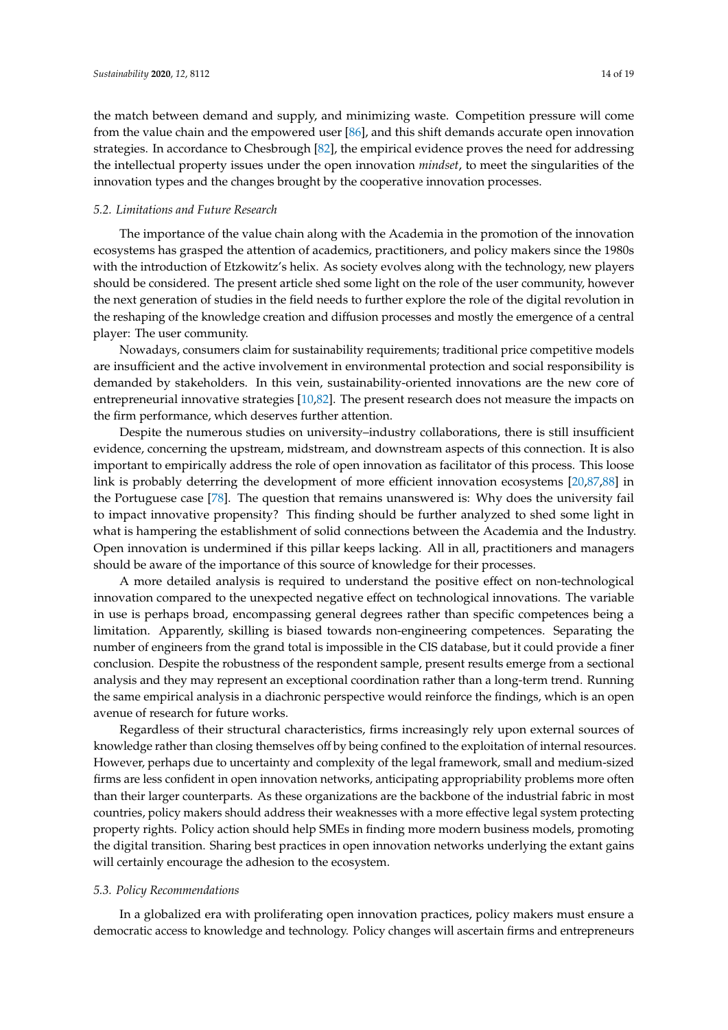the match between demand and supply, and minimizing waste. Competition pressure will come from the value chain and the empowered user [86], and this shift demands accurate open innovation strategies. In accordance to Chesbrough [82], the empirical evidence proves the need for addressing the intellectual property issues under the open innovation *mindset*, to meet the singularities of the innovation types and the changes brought by the cooperative innovation processes.

### *5.2. Limitations and Future Research*

The importance of the value chain along with the Academia in the promotion of the innovation ecosystems has grasped the attention of academics, practitioners, and policy makers since the 1980s with the introduction of Etzkowitz's helix. As society evolves along with the technology, new players should be considered. The present article shed some light on the role of the user community, however the next generation of studies in the field needs to further explore the role of the digital revolution in the reshaping of the knowledge creation and diffusion processes and mostly the emergence of a central player: The user community.

Nowadays, consumers claim for sustainability requirements; traditional price competitive models are insufficient and the active involvement in environmental protection and social responsibility is demanded by stakeholders. In this vein, sustainability-oriented innovations are the new core of entrepreneurial innovative strategies [10,82]. The present research does not measure the impacts on the firm performance, which deserves further attention.

Despite the numerous studies on university–industry collaborations, there is still insufficient evidence, concerning the upstream, midstream, and downstream aspects of this connection. It is also important to empirically address the role of open innovation as facilitator of this process. This loose link is probably deterring the development of more efficient innovation ecosystems [20,87,88] in the Portuguese case [78]. The question that remains unanswered is: Why does the university fail to impact innovative propensity? This finding should be further analyzed to shed some light in what is hampering the establishment of solid connections between the Academia and the Industry. Open innovation is undermined if this pillar keeps lacking. All in all, practitioners and managers should be aware of the importance of this source of knowledge for their processes.

A more detailed analysis is required to understand the positive effect on non-technological innovation compared to the unexpected negative effect on technological innovations. The variable in use is perhaps broad, encompassing general degrees rather than specific competences being a limitation. Apparently, skilling is biased towards non-engineering competences. Separating the number of engineers from the grand total is impossible in the CIS database, but it could provide a finer conclusion. Despite the robustness of the respondent sample, present results emerge from a sectional analysis and they may represent an exceptional coordination rather than a long-term trend. Running the same empirical analysis in a diachronic perspective would reinforce the findings, which is an open avenue of research for future works.

Regardless of their structural characteristics, firms increasingly rely upon external sources of knowledge rather than closing themselves off by being confined to the exploitation of internal resources. However, perhaps due to uncertainty and complexity of the legal framework, small and medium-sized firms are less confident in open innovation networks, anticipating appropriability problems more often than their larger counterparts. As these organizations are the backbone of the industrial fabric in most countries, policy makers should address their weaknesses with a more effective legal system protecting property rights. Policy action should help SMEs in finding more modern business models, promoting the digital transition. Sharing best practices in open innovation networks underlying the extant gains will certainly encourage the adhesion to the ecosystem.

### *5.3. Policy Recommendations*

In a globalized era with proliferating open innovation practices, policy makers must ensure a democratic access to knowledge and technology. Policy changes will ascertain firms and entrepreneurs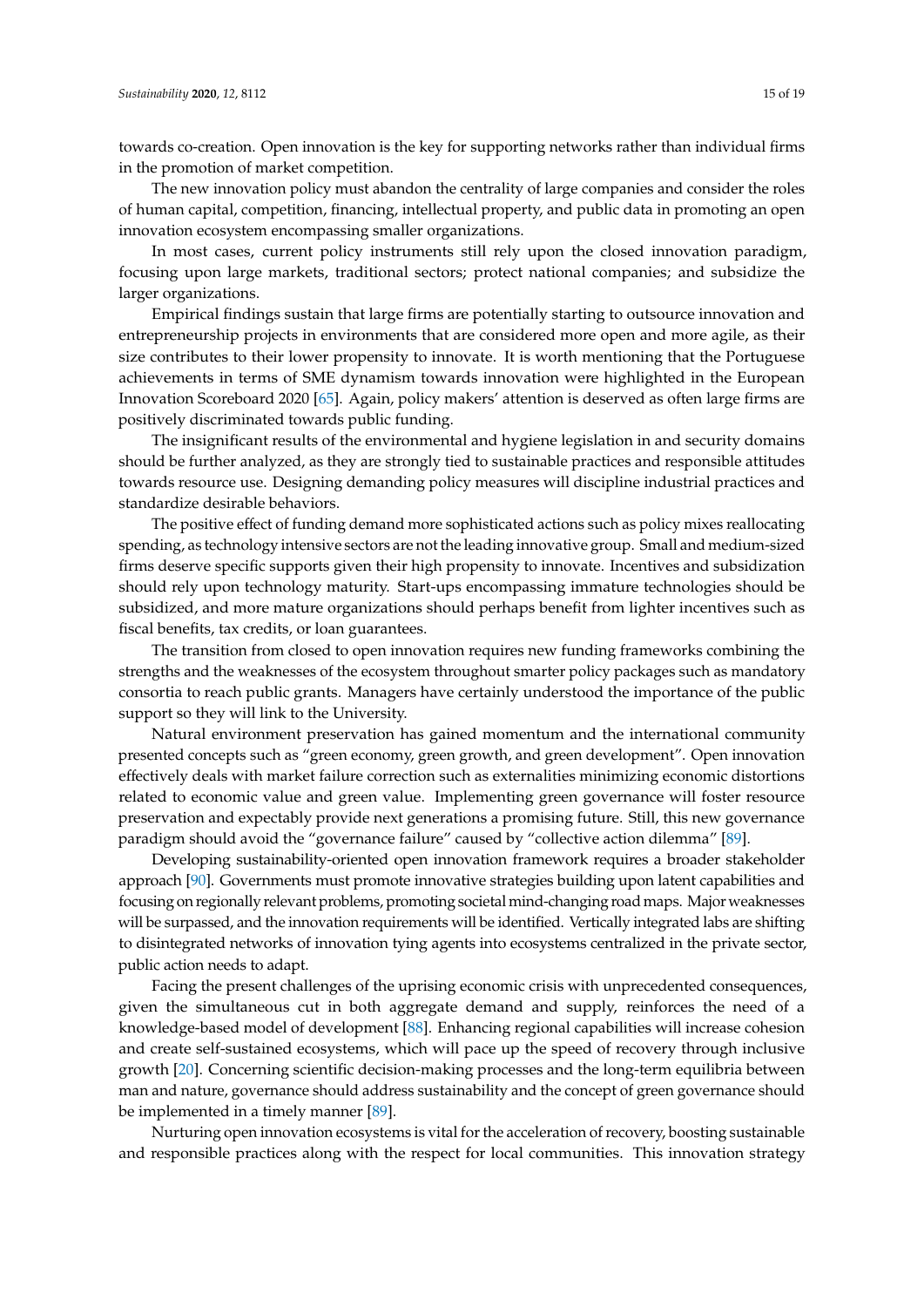towards co-creation. Open innovation is the key for supporting networks rather than individual firms in the promotion of market competition.

The new innovation policy must abandon the centrality of large companies and consider the roles of human capital, competition, financing, intellectual property, and public data in promoting an open innovation ecosystem encompassing smaller organizations.

In most cases, current policy instruments still rely upon the closed innovation paradigm, focusing upon large markets, traditional sectors; protect national companies; and subsidize the larger organizations.

Empirical findings sustain that large firms are potentially starting to outsource innovation and entrepreneurship projects in environments that are considered more open and more agile, as their size contributes to their lower propensity to innovate. It is worth mentioning that the Portuguese achievements in terms of SME dynamism towards innovation were highlighted in the European Innovation Scoreboard 2020 [65]. Again, policy makers' attention is deserved as often large firms are positively discriminated towards public funding.

The insignificant results of the environmental and hygiene legislation in and security domains should be further analyzed, as they are strongly tied to sustainable practices and responsible attitudes towards resource use. Designing demanding policy measures will discipline industrial practices and standardize desirable behaviors.

The positive effect of funding demand more sophisticated actions such as policy mixes reallocating spending, as technology intensive sectors are not the leading innovative group. Small and medium-sized firms deserve specific supports given their high propensity to innovate. Incentives and subsidization should rely upon technology maturity. Start-ups encompassing immature technologies should be subsidized, and more mature organizations should perhaps benefit from lighter incentives such as fiscal benefits, tax credits, or loan guarantees.

The transition from closed to open innovation requires new funding frameworks combining the strengths and the weaknesses of the ecosystem throughout smarter policy packages such as mandatory consortia to reach public grants. Managers have certainly understood the importance of the public support so they will link to the University.

Natural environment preservation has gained momentum and the international community presented concepts such as "green economy, green growth, and green development". Open innovation effectively deals with market failure correction such as externalities minimizing economic distortions related to economic value and green value. Implementing green governance will foster resource preservation and expectably provide next generations a promising future. Still, this new governance paradigm should avoid the "governance failure" caused by "collective action dilemma" [89].

Developing sustainability-oriented open innovation framework requires a broader stakeholder approach [90]. Governments must promote innovative strategies building upon latent capabilities and focusing on regionally relevant problems, promoting societal mind-changing road maps. Major weaknesses will be surpassed, and the innovation requirements will be identified. Vertically integrated labs are shifting to disintegrated networks of innovation tying agents into ecosystems centralized in the private sector, public action needs to adapt.

Facing the present challenges of the uprising economic crisis with unprecedented consequences, given the simultaneous cut in both aggregate demand and supply, reinforces the need of a knowledge-based model of development [88]. Enhancing regional capabilities will increase cohesion and create self-sustained ecosystems, which will pace up the speed of recovery through inclusive growth [20]. Concerning scientific decision-making processes and the long-term equilibria between man and nature, governance should address sustainability and the concept of green governance should be implemented in a timely manner [89].

Nurturing open innovation ecosystems is vital for the acceleration of recovery, boosting sustainable and responsible practices along with the respect for local communities. This innovation strategy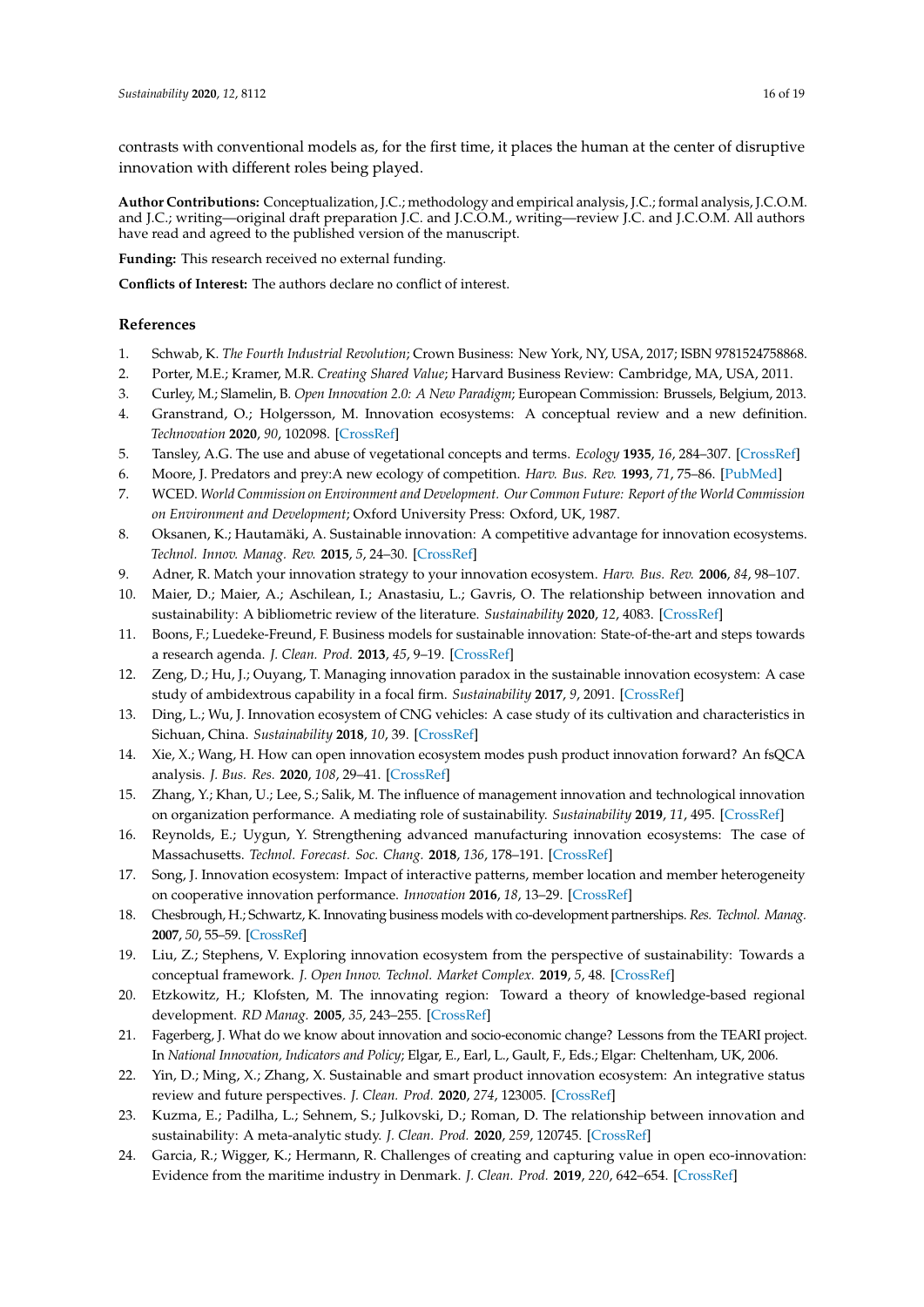contrasts with conventional models as, for the first time, it places the human at the center of disruptive innovation with different roles being played.

**Author Contributions:** Conceptualization, J.C.; methodology and empirical analysis, J.C.; formal analysis, J.C.O.M. and J.C.; writing—original draft preparation J.C. and J.C.O.M., writing—review J.C. and J.C.O.M. All authors have read and agreed to the published version of the manuscript.

**Funding:** This research received no external funding.

**Conflicts of Interest:** The authors declare no conflict of interest.

## References

1. Schwab, K. *The Fourth Industrial Revolution*; Crown Business: New York, NY, USA, 2017; ISBN 9781524758868.
2. Porter, M.E.; Kramer, M.R. *Creating Shared Value*; Harvard Business Review: Cambridge, MA, USA, 2011.
3. Curley, M.; Slamelin, B. *Open Innovation 2.0: A New Paradigm*; European Commission: Brussels, Belgium, 2013.
4. Granstrand, O.; Holgersson, M. Innovation ecosystems: A conceptual review and a new definition. *Technovation* **2020**, *90*, 102098. [CrossRef]
5. Tansley, A.G. The use and abuse of vegetational concepts and terms. *Ecology* **1935**, *16*, 284–307. [CrossRef]
6. Moore, J. Predators and prey:A new ecology of competition. *Harv. Bus. Rev.* **1993**, *71*, 75–86. [PubMed]
7. WCED. *World Commission on Environment and Development. Our Common Future: Report of the World Commission on Environment and Development*; Oxford University Press: Oxford, UK, 1987.
8. Oksanen, K.; Hautamäki, A. Sustainable innovation: A competitive advantage for innovation ecosystems. *Technol. Innov. Manag. Rev.* **2015**, *5*, 24–30. [CrossRef]
9. Adner, R. Match your innovation strategy to your innovation ecosystem. *Harv. Bus. Rev.* **2006**, *84*, 98–107.
10. Maier, D.; Maier, A.; Aschilean, I.; Anastasiu, L.; Gavris, O. The relationship between innovation and sustainability: A bibliometric review of the literature. *Sustainability* **2020**, *12*, 4083. [CrossRef]
11. Boons, F.; Luedeke-Freund, F. Business models for sustainable innovation: State-of-the-art and steps towards a research agenda. *J. Clean. Prod.* **2013**, *45*, 9–19. [CrossRef]
12. Zeng, D.; Hu, J.; Ouyang, T. Managing innovation paradox in the sustainable innovation ecosystem: A case study of ambidextrous capability in a focal firm. *Sustainability* **2017**, *9*, 2091. [CrossRef]
13. Ding, L.; Wu, J. Innovation ecosystem of CNG vehicles: A case study of its cultivation and characteristics in Sichuan, China. *Sustainability* **2018**, *10*, 39. [CrossRef]
14. Xie, X.; Wang, H. How can open innovation ecosystem modes push product innovation forward? An fsQCA analysis. *J. Bus. Res.* **2020**, *108*, 29–41. [CrossRef]
15. Zhang, Y.; Khan, U.; Lee, S.; Salik, M. The influence of management innovation and technological innovation on organization performance. A mediating role of sustainability. *Sustainability* **2019**, *11*, 495. [CrossRef]
16. Reynolds, E.; Uygun, Y. Strengthening advanced manufacturing innovation ecosystems: The case of Massachusetts. *Technol. Forecast. Soc. Chang.* **2018**, *136*, 178–191. [CrossRef]
17. Song, J. Innovation ecosystem: Impact of interactive patterns, member location and member heterogeneity on cooperative innovation performance. *Innovation* **2016**, *18*, 13–29. [CrossRef]
18. Chesbrough, H.; Schwartz, K. Innovating business models with co-development partnerships. *Res. Technol. Manag.* **2007**, *50*, 55–59. [CrossRef]
19. Liu, Z.; Stephens, V. Exploring innovation ecosystem from the perspective of sustainability: Towards a conceptual framework. *J. Open Innov. Technol. Market Complex.* **2019**, *5*, 48. [CrossRef]
20. Etzkowitz, H.; Klofsten, M. The innovating region: Toward a theory of knowledge-based regional development. *RD Manag.* **2005**, *35*, 243–255. [CrossRef]
21. Fagerberg, J. What do we know about innovation and socio-economic change? Lessons from the TEARI project. In *National Innovation, Indicators and Policy*; Elgar, E., Earl, L., Gault, F., Eds.; Elgar: Cheltenham, UK, 2006.
22. Yin, D.; Ming, X.; Zhang, X. Sustainable and smart product innovation ecosystem: An integrative status review and future perspectives. *J. Clean. Prod.* **2020**, *274*, 123005. [CrossRef]
23. Kuzma, E.; Padilha, L.; Sehnem, S.; Julkovski, D.; Roman, D. The relationship between innovation and sustainability: A meta-analytic study. *J. Clean. Prod.* **2020**, *259*, 120745. [CrossRef]
24. Garcia, R.; Wigger, K.; Hermann, R. Challenges of creating and capturing value in open eco-innovation: Evidence from the maritime industry in Denmark. *J. Clean. Prod.* **2019**, *220*, 642–654. [CrossRef]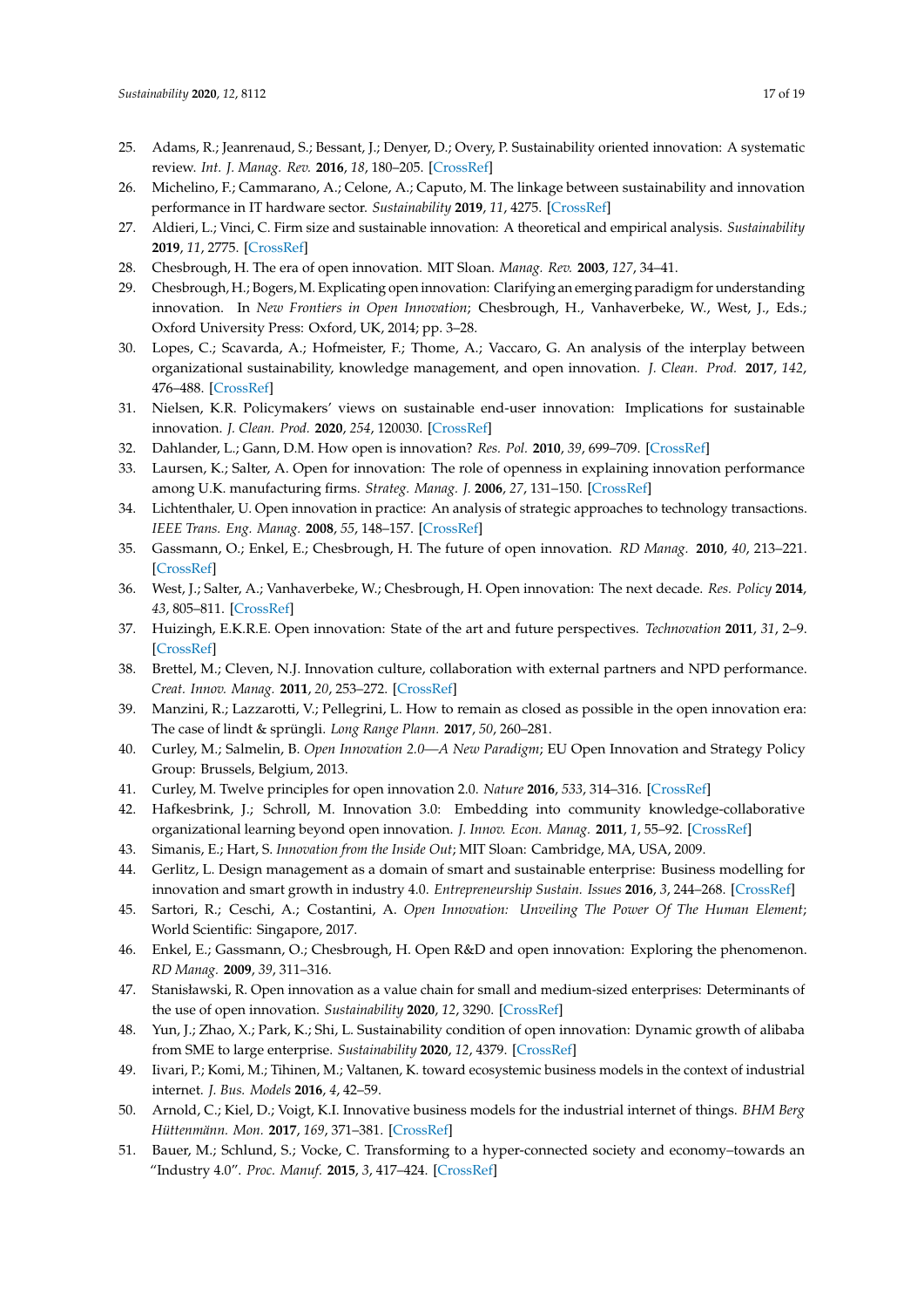25. Adams, R.; Jeanrenaud, S.; Bessant, J.; Denyer, D.; Overy, P. Sustainability oriented innovation: A systematic review. *Int. J. Manag. Rev.* **2016**, *18*, 180–205. [CrossRef]
26. Michelino, F.; Cammarano, A.; Celone, A.; Caputo, M. The linkage between sustainability and innovation performance in IT hardware sector. *Sustainability* **2019**, *11*, 4275. [CrossRef]
27. Aldieri, L.; Vinci, C. Firm size and sustainable innovation: A theoretical and empirical analysis. *Sustainability* **2019**, *11*, 2775. [CrossRef]
28. Chesbrough, H. The era of open innovation. MIT Sloan. *Manag. Rev.* **2003**, *127*, 34–41.
29. Chesbrough, H.; Bogers, M. Explicating open innovation: Clarifying an emerging paradigm for understanding innovation. In *New Frontiers in Open Innovation*; Chesbrough, H., Vanhaverbeke, W., West, J., Eds.; Oxford University Press: Oxford, UK, 2014; pp. 3–28.
30. Lopes, C.; Scavarda, A.; Hofmeister, F.; Thome, A.; Vaccaro, G. An analysis of the interplay between organizational sustainability, knowledge management, and open innovation. *J. Clean. Prod.* **2017**, *142*, 476–488. [CrossRef]
31. Nielsen, K.R. Policymakers' views on sustainable end-user innovation: Implications for sustainable innovation. *J. Clean. Prod.* **2020**, *254*, 120030. [CrossRef]
32. Dahlander, L.; Gann, D.M. How open is innovation? *Res. Pol.* **2010**, *39*, 699–709. [CrossRef]
33. Laursen, K.; Salter, A. Open for innovation: The role of openness in explaining innovation performance among U.K. manufacturing firms. *Strateg. Manag. J.* **2006**, *27*, 131–150. [CrossRef]
34. Lichtenthaler, U. Open innovation in practice: An analysis of strategic approaches to technology transactions. *IEEE Trans. Eng. Manag.* **2008**, *55*, 148–157. [CrossRef]
35. Gassmann, O.; Enkel, E.; Chesbrough, H. The future of open innovation. *RD Manag.* **2010**, *40*, 213–221. [CrossRef]
36. West, J.; Salter, A.; Vanhaverbeke, W.; Chesbrough, H. Open innovation: The next decade. *Res. Policy* **2014**, *43*, 805–811. [CrossRef]
37. Huizingh, E.K.R.E. Open innovation: State of the art and future perspectives. *Technovation* **2011**, *31*, 2–9. [CrossRef]
38. Brettel, M.; Cleven, N.J. Innovation culture, collaboration with external partners and NPD performance. *Creat. Innov. Manag.* **2011**, *20*, 253–272. [CrossRef]
39. Manzini, R.; Lazzarotti, V.; Pellegrini, L. How to remain as closed as possible in the open innovation era: The case of lindt & sprüngli. *Long Range Plann.* **2017**, *50*, 260–281.
40. Curley, M.; Salmelin, B. *Open Innovation 2.0—A New Paradigm*; EU Open Innovation and Strategy Policy Group: Brussels, Belgium, 2013.
41. Curley, M. Twelve principles for open innovation 2.0. *Nature* **2016**, *533*, 314–316. [CrossRef]
42. Hafkesbrink, J.; Schroll, M. Innovation 3.0: Embedding into community knowledge-collaborative organizational learning beyond open innovation. *J. Innov. Econ. Manag.* **2011**, *1*, 55–92. [CrossRef]
43. Simanis, E.; Hart, S. *Innovation from the Inside Out*; MIT Sloan: Cambridge, MA, USA, 2009.
44. Gerlitz, L. Design management as a domain of smart and sustainable enterprise: Business modelling for innovation and smart growth in industry 4.0. *Entrepreneurship Sustain. Issues* **2016**, *3*, 244–268. [CrossRef]
45. Sartori, R.; Ceschi, A.; Costantini, A. *Open Innovation: Unveiling The Power Of The Human Element*; World Scientific: Singapore, 2017.
46. Enkel, E.; Gassmann, O.; Chesbrough, H. Open R&D and open innovation: Exploring the phenomenon. *RD Manag.* **2009**, *39*, 311–316.
47. Stanisławski, R. Open innovation as a value chain for small and medium-sized enterprises: Determinants of the use of open innovation. *Sustainability* **2020**, *12*, 3290. [CrossRef]
48. Yun, J.; Zhao, X.; Park, K.; Shi, L. Sustainability condition of open innovation: Dynamic growth of alibaba from SME to large enterprise. *Sustainability* **2020**, *12*, 4379. [CrossRef]
49. Iivari, P.; Komi, M.; Tihinen, M.; Valtanen, K. toward ecosystemic business models in the context of industrial internet. *J. Bus. Models* **2016**, *4*, 42–59.
50. Arnold, C.; Kiel, D.; Voigt, K.I. Innovative business models for the industrial internet of things. *BHM Berg Hüttenmänn. Mon.* **2017**, *169*, 371–381. [CrossRef]
51. Bauer, M.; Schlund, S.; Vocke, C. Transforming to a hyper-connected society and economy–towards an "Industry 4.0". *Proc. Manuf.* **2015**, *3*, 417–424. [CrossRef]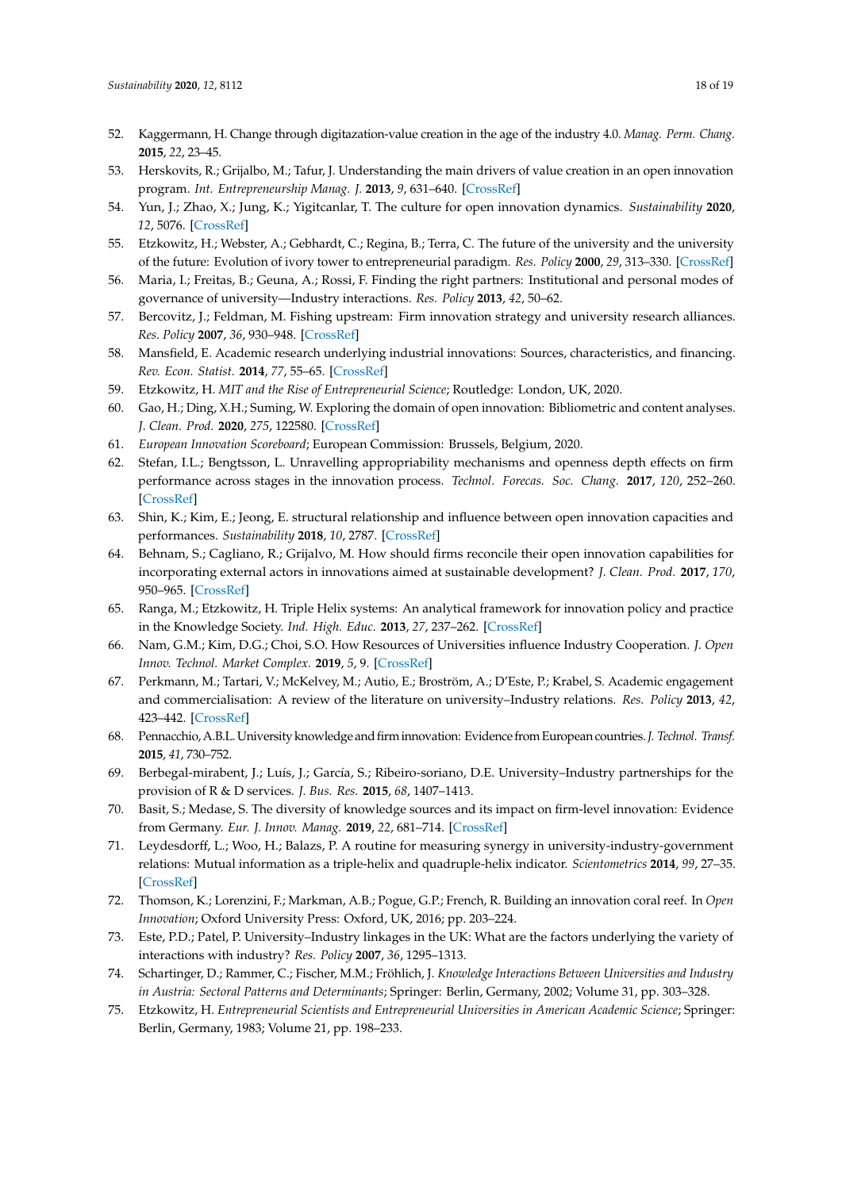52. Kaggermann, H. Change through digitazation-value creation in the age of the industry 4.0. *Manag. Perm. Chang.* **2015**, *22*, 23–45.
53. Herskovits, R.; Grijalbo, M.; Tafur, J. Understanding the main drivers of value creation in an open innovation program. *Int. Entrepreneurship Manag. J.* **2013**, *9*, 631–640. [CrossRef]
54. Yun, J.; Zhao, X.; Jung, K.; Yigitcanlar, T. The culture for open innovation dynamics. *Sustainability* **2020**, *12*, 5076. [CrossRef]
55. Etzkowitz, H.; Webster, A.; Gebhardt, C.; Regina, B.; Terra, C. The future of the university and the university of the future: Evolution of ivory tower to entrepreneurial paradigm. *Res. Policy* **2000**, *29*, 313–330. [CrossRef]
56. Maria, I.; Freitas, B.; Geuna, A.; Rossi, F. Finding the right partners: Institutional and personal modes of governance of university—Industry interactions. *Res. Policy* **2013**, *42*, 50–62.
57. Bercovitz, J.; Feldman, M. Fishing upstream: Firm innovation strategy and university research alliances. *Res. Policy* **2007**, *36*, 930–948. [CrossRef]
58. Mansfield, E. Academic research underlying industrial innovations: Sources, characteristics, and financing. *Rev. Econ. Statist.* **2014**, *77*, 55–65. [CrossRef]
59. Etzkowitz, H. *MIT and the Rise of Entrepreneurial Science*; Routledge: London, UK, 2020.
60. Gao, H.; Ding, X.H.; Suming, W. Exploring the domain of open innovation: Bibliometric and content analyses. *J. Clean. Prod.* **2020**, *275*, 122580. [CrossRef]
61. *European Innovation Scoreboard*; European Commission: Brussels, Belgium, 2020.
62. Stefan, I.L.; Bengtsson, L. Unravelling appropriability mechanisms and openness depth effects on firm performance across stages in the innovation process. *Technol. Forecas. Soc. Chang.* **2017**, *120*, 252–260. [CrossRef]
63. Shin, K.; Kim, E.; Jeong, E. structural relationship and influence between open innovation capacities and performances. *Sustainability* **2018**, *10*, 2787. [CrossRef]
64. Behnam, S.; Cagliano, R.; Grijalvo, M. How should firms reconcile their open innovation capabilities for incorporating external actors in innovations aimed at sustainable development? *J. Clean. Prod.* **2017**, *170*, 950–965. [CrossRef]
65. Ranga, M.; Etzkowitz, H. Triple Helix systems: An analytical framework for innovation policy and practice in the Knowledge Society. *Ind. High. Educ.* **2013**, *27*, 237–262. [CrossRef]
66. Nam, G.M.; Kim, D.G.; Choi, S.O. How Resources of Universities influence Industry Cooperation. *J. Open Innov. Technol. Market Complex.* **2019**, *5*, 9. [CrossRef]
67. Perkmann, M.; Tartari, V.; McKelvey, M.; Autio, E.; Broström, A.; D'Este, P.; Krabel, S. Academic engagement and commercialisation: A review of the literature on university–Industry relations. *Res. Policy* **2013**, *42*, 423–442. [CrossRef]
68. Pennacchio, A.B.L. University knowledge and firm innovation: Evidence from European countries. *J. Technol. Transf.* **2015**, *41*, 730–752.
69. Berbegal-mirabent, J.; Luís, J.; García, S.; Ribeiro-soriano, D.E. University–Industry partnerships for the provision of R & D services. *J. Bus. Res.* **2015**, *68*, 1407–1413.
70. Basit, S.; Medase, S. The diversity of knowledge sources and its impact on firm-level innovation: Evidence from Germany. *Eur. J. Innov. Manag.* **2019**, *22*, 681–714. [CrossRef]
71. Leydesdorff, L.; Woo, H.; Balazs, P. A routine for measuring synergy in university-industry-government relations: Mutual information as a triple-helix and quadruple-helix indicator. *Scientometrics* **2014**, *99*, 27–35. [CrossRef]
72. Thomson, K.; Lorenzini, F.; Markman, A.B.; Pogue, G.P.; French, R. Building an innovation coral reef. In *Open Innovation*; Oxford University Press: Oxford, UK, 2016; pp. 203–224.
73. Este, P.D.; Patel, P. University–Industry linkages in the UK: What are the factors underlying the variety of interactions with industry? *Res. Policy* **2007**, *36*, 1295–1313.
74. Schartinger, D.; Rammer, C.; Fischer, M.M.; Fröhlich, J. *Knowledge Interactions Between Universities and Industry in Austria: Sectoral Patterns and Determinants*; Springer: Berlin, Germany, 2002; Volume 31, pp. 303–328.
75. Etzkowitz, H. *Entrepreneurial Scientists and Entrepreneurial Universities in American Academic Science*; Springer: Berlin, Germany, 1983; Volume 21, pp. 198–233.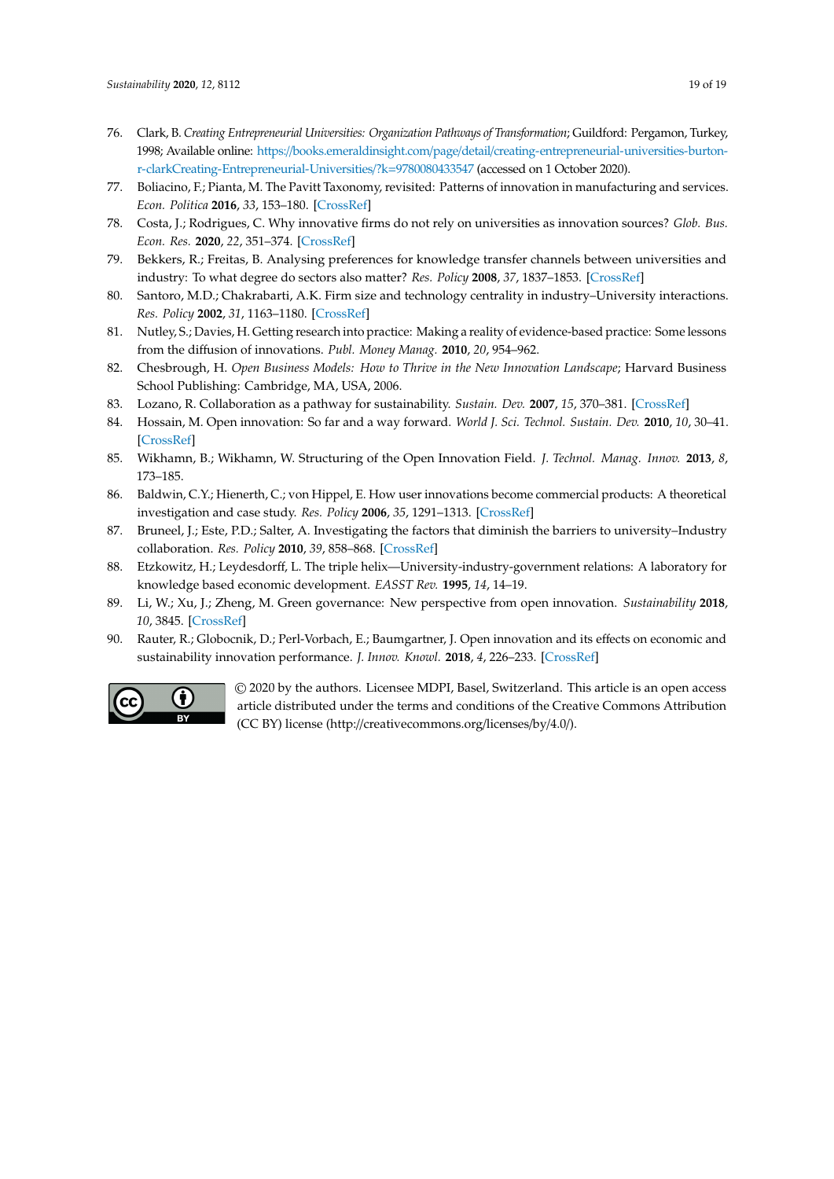76. Clark, B. *Creating Entrepreneurial Universities: Organization Pathways of Transformation*; Guildford: Pergamon, Turkey, 1998; Available online: https://books.emeraldinsight.com/page/detail/creating-entrepreneurial-universities-burton-r-clarkCreating-Entrepreneurial-Universities/?k=9780080433547 (accessed on 1 October 2020).
77. Boliacino, F.; Pianta, M. The Pavitt Taxonomy, revisited: Patterns of innovation in manufacturing and services. *Econ. Politica* **2016**, *33*, 153–180. [CrossRef]
78. Costa, J.; Rodrigues, C. Why innovative firms do not rely on universities as innovation sources? *Glob. Bus. Econ. Res.* **2020**, *22*, 351–374. [CrossRef]
79. Bekkers, R.; Freitas, B. Analysing preferences for knowledge transfer channels between universities and industry: To what degree do sectors also matter? *Res. Policy* **2008**, *37*, 1837–1853. [CrossRef]
80. Santoro, M.D.; Chakrabarti, A.K. Firm size and technology centrality in industry–University interactions. *Res. Policy* **2002**, *31*, 1163–1180. [CrossRef]
81. Nutley, S.; Davies, H. Getting research into practice: Making a reality of evidence-based practice: Some lessons from the diffusion of innovations. *Publ. Money Manag.* **2010**, *20*, 954–962.
82. Chesbrough, H. *Open Business Models: How to Thrive in the New Innovation Landscape*; Harvard Business School Publishing: Cambridge, MA, USA, 2006.
83. Lozano, R. Collaboration as a pathway for sustainability. *Sustain. Dev.* **2007**, *15*, 370–381. [CrossRef]
84. Hossain, M. Open innovation: So far and a way forward. *World J. Sci. Technol. Sustain. Dev.* **2010**, *10*, 30–41. [CrossRef]
85. Wikhamn, B.; Wikhamn, W. Structuring of the Open Innovation Field. *J. Technol. Manag. Innov.* **2013**, *8*, 173–185.
86. Baldwin, C.Y.; Hienerth, C.; von Hippel, E. How user innovations become commercial products: A theoretical investigation and case study. *Res. Policy* **2006**, *35*, 1291–1313. [CrossRef]
87. Bruneel, J.; Este, P.D.; Salter, A. Investigating the factors that diminish the barriers to university–Industry collaboration. *Res. Policy* **2010**, *39*, 858–868. [CrossRef]
88. Etzkowitz, H.; Leydesdorff, L. The triple helix—University-industry-government relations: A laboratory for knowledge based economic development. *EASST Rev.* **1995**, *14*, 14–19.
89. Li, W.; Xu, J.; Zheng, M. Green governance: New perspective from open innovation. *Sustainability* **2018**, *10*, 3845. [CrossRef]
90. Rauter, R.; Globocnik, D.; Perl-Vorbach, E.; Baumgartner, J. Open innovation and its effects on economic and sustainability innovation performance. *J. Innov. Knowl.* **2018**, *4*, 226–233. [CrossRef]

© 2020 by the authors. Licensee MDPI, Basel, Switzerland. This article is an open access article distributed under the terms and conditions of the Creative Commons Attribution (CC BY) license (http://creativecommons.org/licenses/by/4.0/).